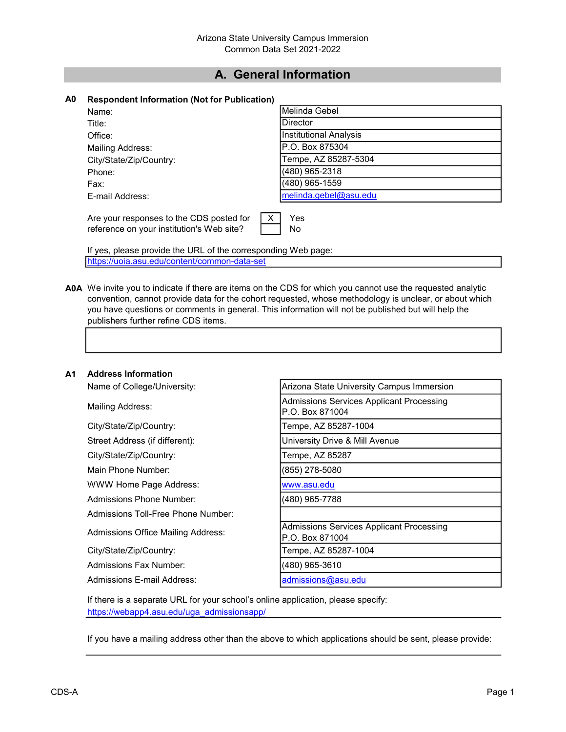Arizona State University Campus Immersion
Common Data Set 2021-2022

# A. General Information

**A0 Respondent Information (Not for Publication)**

| | |
|---|---|
| Name: | Melinda Gebel |
| Title: | Director |
| Office: | Institutional Analysis |
| Mailing Address: | P.O. Box 875304 |
| City/State/Zip/Country: | Tempe, AZ 85287-5304 |
| Phone: | (480) 965-2318 |
| Fax: | (480) 965-1559 |
| E-mail Address: | melinda.gebel@asu.edu |

Are your responses to the CDS posted for reference on your institution's Web site?

| | |
|---|---|
| X | Yes |
| | No |

If yes, please provide the URL of the corresponding Web page:
https://uoia.asu.edu/content/common-data-set

**A0A** We invite you to indicate if there are items on the CDS for which you cannot use the requested analytic convention, cannot provide data for the cohort requested, whose methodology is unclear, or about which you have questions or comments in general. This information will not be published but will help the publishers further refine CDS items.

**A1 Address Information**

| | |
|---|---|
| Name of College/University: | Arizona State University Campus Immersion |
| Mailing Address: | Admissions Services Applicant Processing P.O. Box 871004 |
| City/State/Zip/Country: | Tempe, AZ 85287-1004 |
| Street Address (if different): | University Drive & Mill Avenue |
| City/State/Zip/Country: | Tempe, AZ 85287 |
| Main Phone Number: | (855) 278-5080 |
| WWW Home Page Address: | www.asu.edu |
| Admissions Phone Number: | (480) 965-7788 |
| Admissions Toll-Free Phone Number: | |
| Admissions Office Mailing Address: | Admissions Services Applicant Processing P.O. Box 871004 |
| City/State/Zip/Country: | Tempe, AZ 85287-1004 |
| Admissions Fax Number: | (480) 965-3610 |
| Admissions E-mail Address: | admissions@asu.edu |

If there is a separate URL for your school's online application, please specify:
https://webapp4.asu.edu/uga_admissionsapp/

If you have a mailing address other than the above to which applications should be sent, please provide: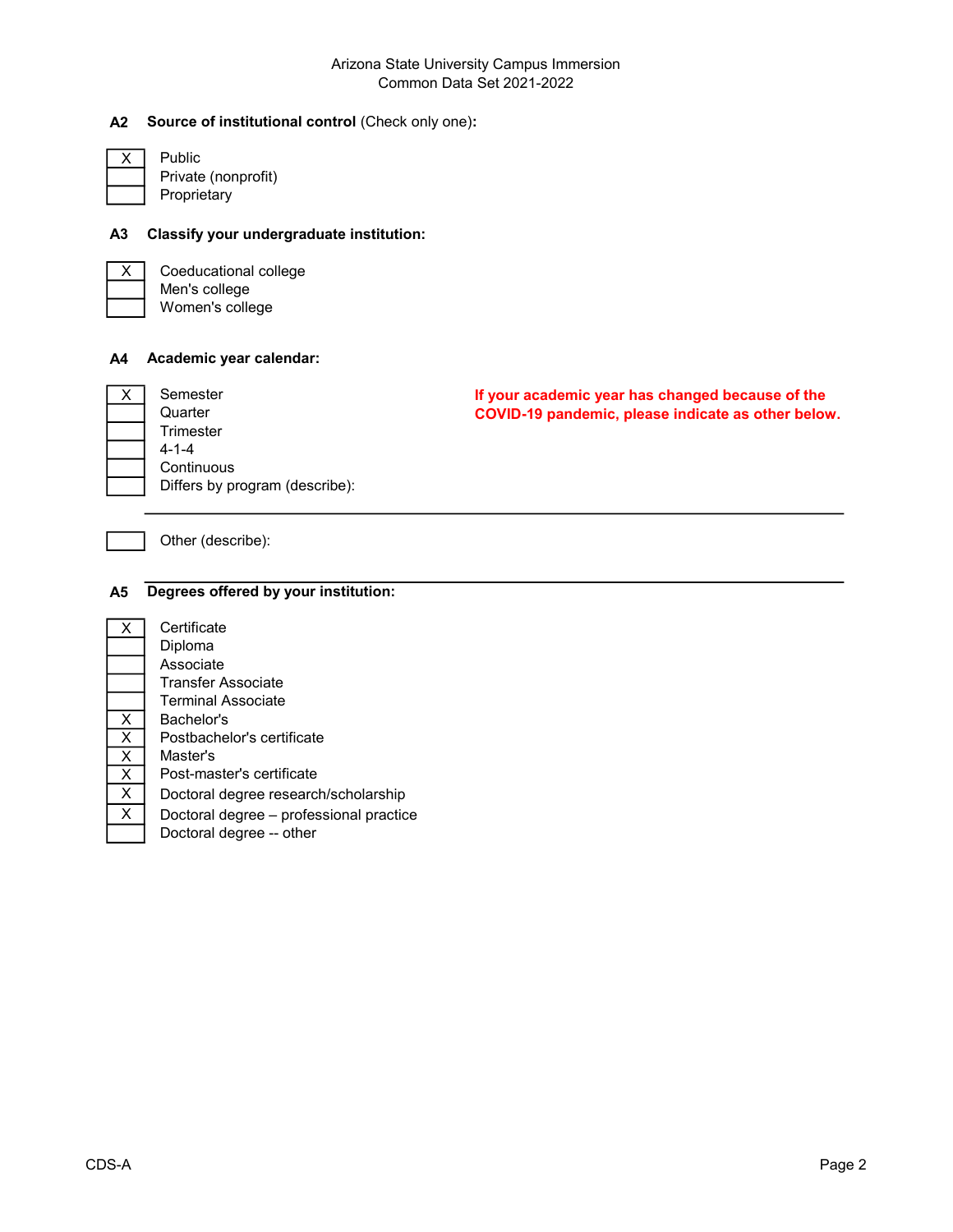Arizona State University Campus Immersion
Common Data Set 2021-2022

## A2 Source of institutional control (Check only one):

| | |
|---|---|
| X | Public |
| | Private (nonprofit) |
| | Proprietary |

## A3 Classify your undergraduate institution:

| | |
|---|---|
| X | Coeducational college |
| | Men's college |
| | Women's college |

## A4 Academic year calendar:

**If your academic year has changed because of the COVID-19 pandemic, please indicate as other below.**

| | |
|---|---|
| X | Semester |
| | Quarter |
| | Trimester |
| | 4-1-4 |
| | Continuous |
| | Differs by program (describe): |

| | |
|---|---|
| | Other (describe): |

## A5 Degrees offered by your institution:

| | |
|---|---|
| X | Certificate |
| | Diploma |
| | Associate |
| | Transfer Associate |
| | Terminal Associate |
| X | Bachelor's |
| X | Postbachelor's certificate |
| X | Master's |
| X | Post-master's certificate |
| X | Doctoral degree research/scholarship |
| X | Doctoral degree – professional practice |
| | Doctoral degree -- other |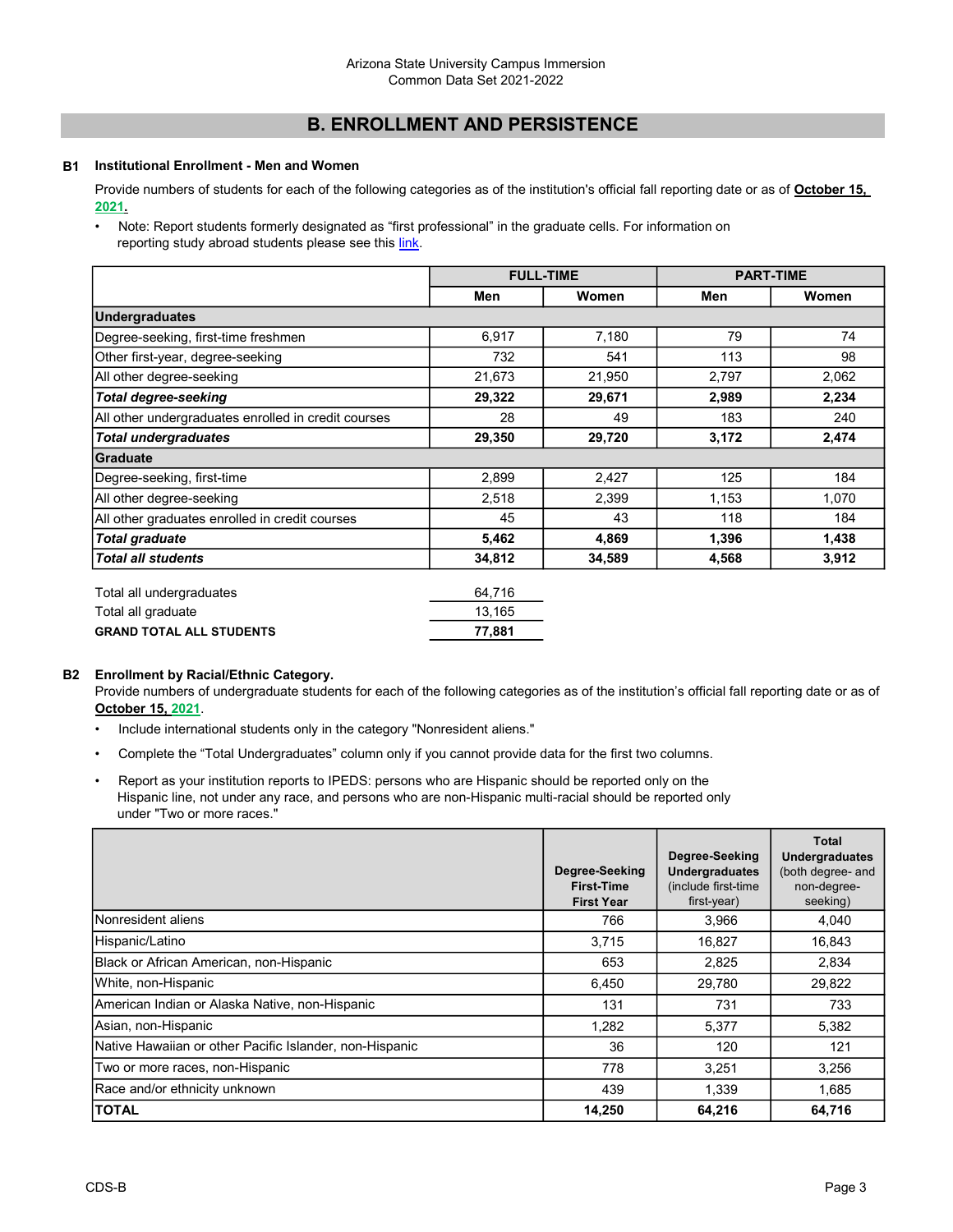## B. ENROLLMENT AND PERSISTENCE

### B1 Institutional Enrollment - Men and Women

Provide numbers of students for each of the following categories as of the institution's official fall reporting date or as of **October 15, 2021.**

- Note: Report students formerly designated as "first professional" in the graduate cells. For information on reporting study abroad students please see this link.

| | FULL-TIME | | PART-TIME | |
|---|---|---|---|---|
| | **Men** | **Women** | **Men** | **Women** |
| **Undergraduates** | | | | |
| Degree-seeking, first-time freshmen | 6,917 | 7,180 | 79 | 74 |
| Other first-year, degree-seeking | 732 | 541 | 113 | 98 |
| All other degree-seeking | 21,673 | 21,950 | 2,797 | 2,062 |
| ***Total degree-seeking*** | **29,322** | **29,671** | **2,989** | **2,234** |
| All other undergraduates enrolled in credit courses | 28 | 49 | 183 | 240 |
| ***Total undergraduates*** | **29,350** | **29,720** | **3,172** | **2,474** |
| **Graduate** | | | | |
| Degree-seeking, first-time | 2,899 | 2,427 | 125 | 184 |
| All other degree-seeking | 2,518 | 2,399 | 1,153 | 1,070 |
| All other graduates enrolled in credit courses | 45 | 43 | 118 | 184 |
| ***Total graduate*** | **5,462** | **4,869** | **1,396** | **1,438** |
| ***Total all students*** | **34,812** | **34,589** | **4,568** | **3,912** |

| | |
|---|---|
| Total all undergraduates | 64,716 |
| Total all graduate | 13,165 |
| **GRAND TOTAL ALL STUDENTS** | **77,881** |

### B2 Enrollment by Racial/Ethnic Category.

Provide numbers of undergraduate students for each of the following categories as of the institution's official fall reporting date or as of **October 15, 2021**.

- Include international students only in the category "Nonresident aliens."
- Complete the "Total Undergraduates" column only if you cannot provide data for the first two columns.
- Report as your institution reports to IPEDS: persons who are Hispanic should be reported only on the Hispanic line, not under any race, and persons who are non-Hispanic multi-racial should be reported only under "Two or more races."

| | **Degree-Seeking First-Time First Year** | **Degree-Seeking Undergraduates** (include first-time first-year) | **Total Undergraduates** (both degree- and non-degree-seeking) |
|---|---|---|---|
| Nonresident aliens | 766 | 3,966 | 4,040 |
| Hispanic/Latino | 3,715 | 16,827 | 16,843 |
| Black or African American, non-Hispanic | 653 | 2,825 | 2,834 |
| White, non-Hispanic | 6,450 | 29,780 | 29,822 |
| American Indian or Alaska Native, non-Hispanic | 131 | 731 | 733 |
| Asian, non-Hispanic | 1,282 | 5,377 | 5,382 |
| Native Hawaiian or other Pacific Islander, non-Hispanic | 36 | 120 | 121 |
| Two or more races, non-Hispanic | 778 | 3,251 | 3,256 |
| Race and/or ethnicity unknown | 439 | 1,339 | 1,685 |
| **TOTAL** | **14,250** | **64,216** | **64,716** |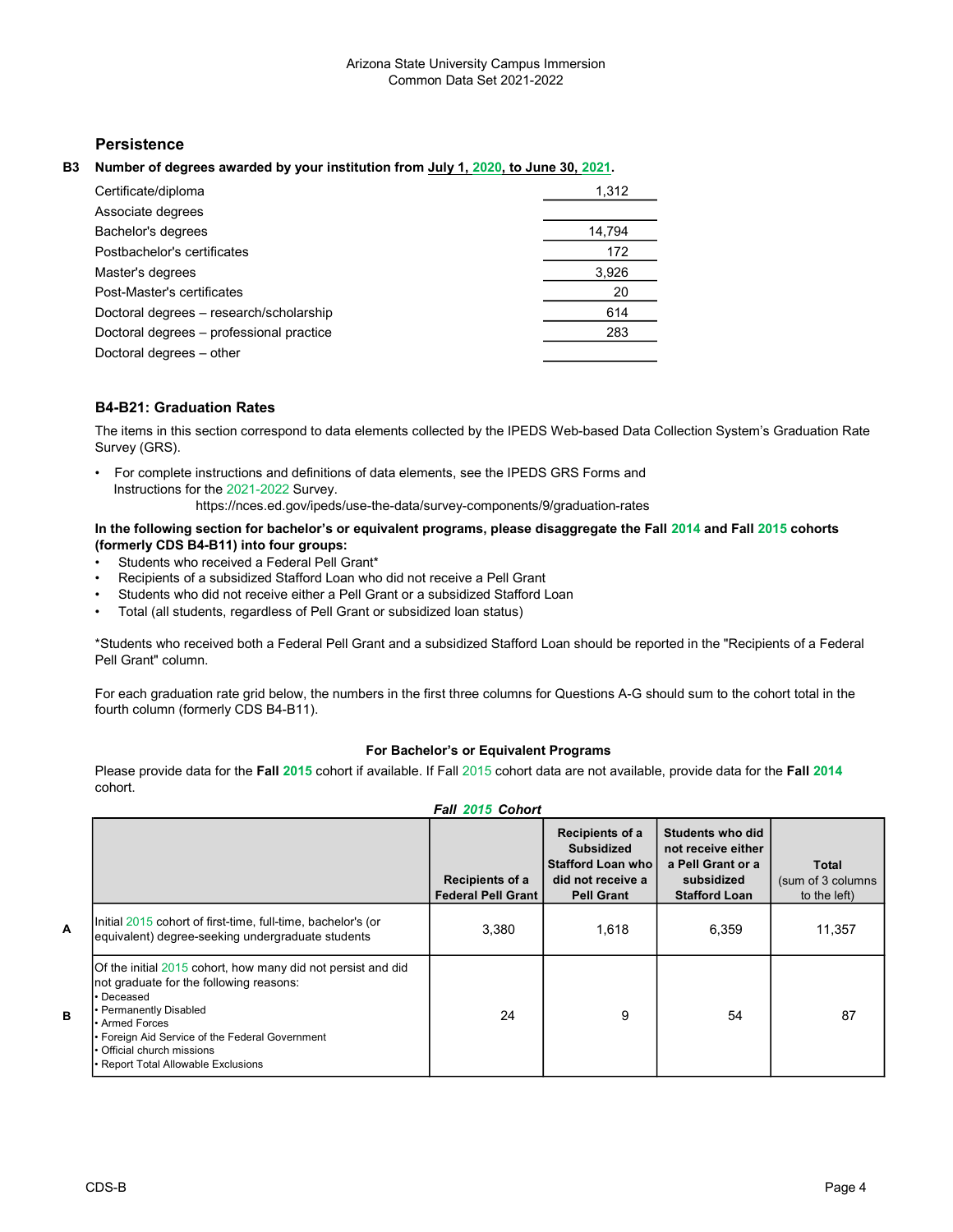Arizona State University Campus Immersion
Common Data Set 2021-2022

## Persistence

**B3 Number of degrees awarded by your institution from July 1, 2020, to June 30, 2021.**

| | |
|---|---|
| Certificate/diploma | 1,312 |
| Associate degrees | |
| Bachelor's degrees | 14,794 |
| Postbachelor's certificates | 172 |
| Master's degrees | 3,926 |
| Post-Master's certificates | 20 |
| Doctoral degrees – research/scholarship | 614 |
| Doctoral degrees – professional practice | 283 |
| Doctoral degrees – other | |

### B4-B21: Graduation Rates

The items in this section correspond to data elements collected by the IPEDS Web-based Data Collection System's Graduation Rate Survey (GRS).

- For complete instructions and definitions of data elements, see the IPEDS GRS Forms and Instructions for the 2021-2022 Survey.
  https://nces.ed.gov/ipeds/use-the-data/survey-components/9/graduation-rates

**In the following section for bachelor's or equivalent programs, please disaggregate the Fall 2014 and Fall 2015 cohorts (formerly CDS B4-B11) into four groups:**

- Students who received a Federal Pell Grant*
- Recipients of a subsidized Stafford Loan who did not receive a Pell Grant
- Students who did not receive either a Pell Grant or a subsidized Stafford Loan
- Total (all students, regardless of Pell Grant or subsidized loan status)

*Students who received both a Federal Pell Grant and a subsidized Stafford Loan should be reported in the "Recipients of a Federal Pell Grant" column.

For each graduation rate grid below, the numbers in the first three columns for Questions A-G should sum to the cohort total in the fourth column (formerly CDS B4-B11).

**For Bachelor's or Equivalent Programs**

Please provide data for the **Fall 2015** cohort if available. If Fall 2015 cohort data are not available, provide data for the **Fall 2014** cohort.

***Fall 2015 Cohort***

| | | Recipients of a Federal Pell Grant | Recipients of a Subsidized Stafford Loan who did not receive a Pell Grant | Students who did not receive either a Pell Grant or a subsidized Stafford Loan | Total (sum of 3 columns to the left) |
|---|---|---|---|---|---|
| A | Initial 2015 cohort of first-time, full-time, bachelor's (or equivalent) degree-seeking undergraduate students | 3,380 | 1,618 | 6,359 | 11,357 |
| B | Of the initial 2015 cohort, how many did not persist and did not graduate for the following reasons: • Deceased • Permanently Disabled • Armed Forces • Foreign Aid Service of the Federal Government • Official church missions • Report Total Allowable Exclusions | 24 | 9 | 54 | 87 |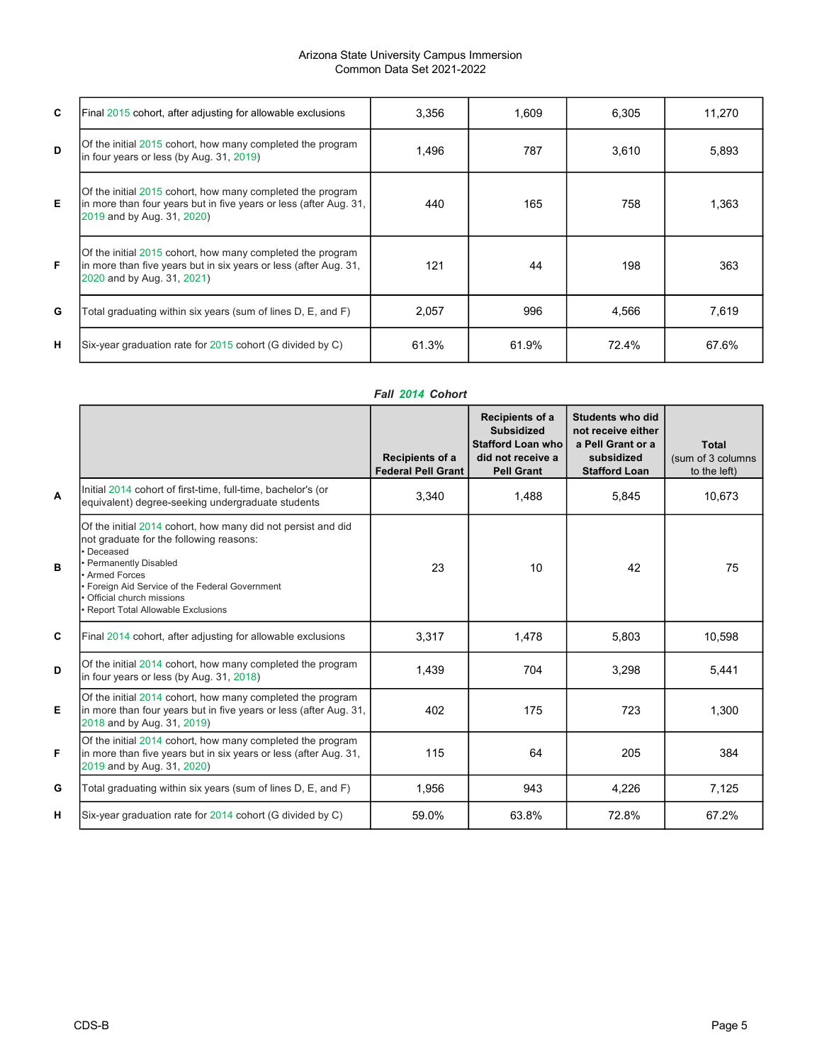| | | | | | |
|---|---|---|---|---|---|
| C | Final 2015 cohort, after adjusting for allowable exclusions | 3,356 | 1,609 | 6,305 | 11,270 |
| D | Of the initial 2015 cohort, how many completed the program in four years or less (by Aug. 31, 2019) | 1,496 | 787 | 3,610 | 5,893 |
| E | Of the initial 2015 cohort, how many completed the program in more than four years but in five years or less (after Aug. 31, 2019 and by Aug. 31, 2020) | 440 | 165 | 758 | 1,363 |
| F | Of the initial 2015 cohort, how many completed the program in more than five years but in six years or less (after Aug. 31, 2020 and by Aug. 31, 2021) | 121 | 44 | 198 | 363 |
| G | Total graduating within six years (sum of lines D, E, and F) | 2,057 | 996 | 4,566 | 7,619 |
| H | Six-year graduation rate for 2015 cohort (G divided by C) | 61.3% | 61.9% | 72.4% | 67.6% |

***Fall 2014 Cohort***

| | | Recipients of a Federal Pell Grant | Recipients of a Subsidized Stafford Loan who did not receive a Pell Grant | Students who did not receive either a Pell Grant or a subsidized Stafford Loan | Total (sum of 3 columns to the left) |
|---|---|---|---|---|---|
| A | Initial 2014 cohort of first-time, full-time, bachelor's (or equivalent) degree-seeking undergraduate students | 3,340 | 1,488 | 5,845 | 10,673 |
| B | Of the initial 2014 cohort, how many did not persist and did not graduate for the following reasons: • Deceased • Permanently Disabled • Armed Forces • Foreign Aid Service of the Federal Government • Official church missions • Report Total Allowable Exclusions | 23 | 10 | 42 | 75 |
| C | Final 2014 cohort, after adjusting for allowable exclusions | 3,317 | 1,478 | 5,803 | 10,598 |
| D | Of the initial 2014 cohort, how many completed the program in four years or less (by Aug. 31, 2018) | 1,439 | 704 | 3,298 | 5,441 |
| E | Of the initial 2014 cohort, how many completed the program in more than four years but in five years or less (after Aug. 31, 2018 and by Aug. 31, 2019) | 402 | 175 | 723 | 1,300 |
| F | Of the initial 2014 cohort, how many completed the program in more than five years but in six years or less (after Aug. 31, 2019 and by Aug. 31, 2020) | 115 | 64 | 205 | 384 |
| G | Total graduating within six years (sum of lines D, E, and F) | 1,956 | 943 | 4,226 | 7,125 |
| H | Six-year graduation rate for 2014 cohort (G divided by C) | 59.0% | 63.8% | 72.8% | 67.2% |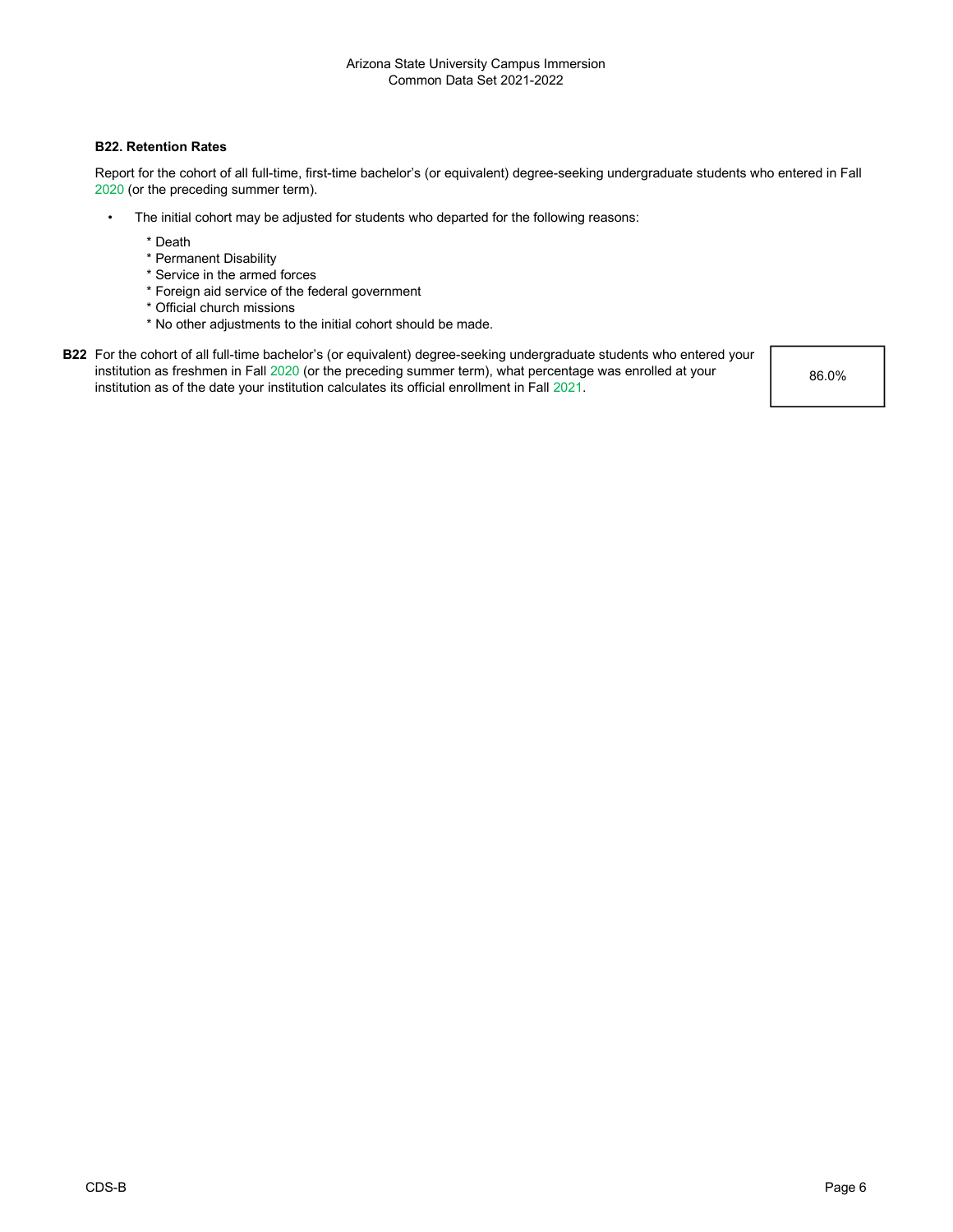### B22. Retention Rates

Report for the cohort of all full-time, first-time bachelor's (or equivalent) degree-seeking undergraduate students who entered in Fall 2020 (or the preceding summer term).

- The initial cohort may be adjusted for students who departed for the following reasons:
  - * Death
  - * Permanent Disability
  - * Service in the armed forces
  - * Foreign aid service of the federal government
  - * Official church missions
  - * No other adjustments to the initial cohort should be made.

| | | |
|---|---|---|
| **B22** | For the cohort of all full-time bachelor's (or equivalent) degree-seeking undergraduate students who entered your institution as freshmen in Fall 2020 (or the preceding summer term), what percentage was enrolled at your institution as of the date your institution calculates its official enrollment in Fall 2021. | 86.0% |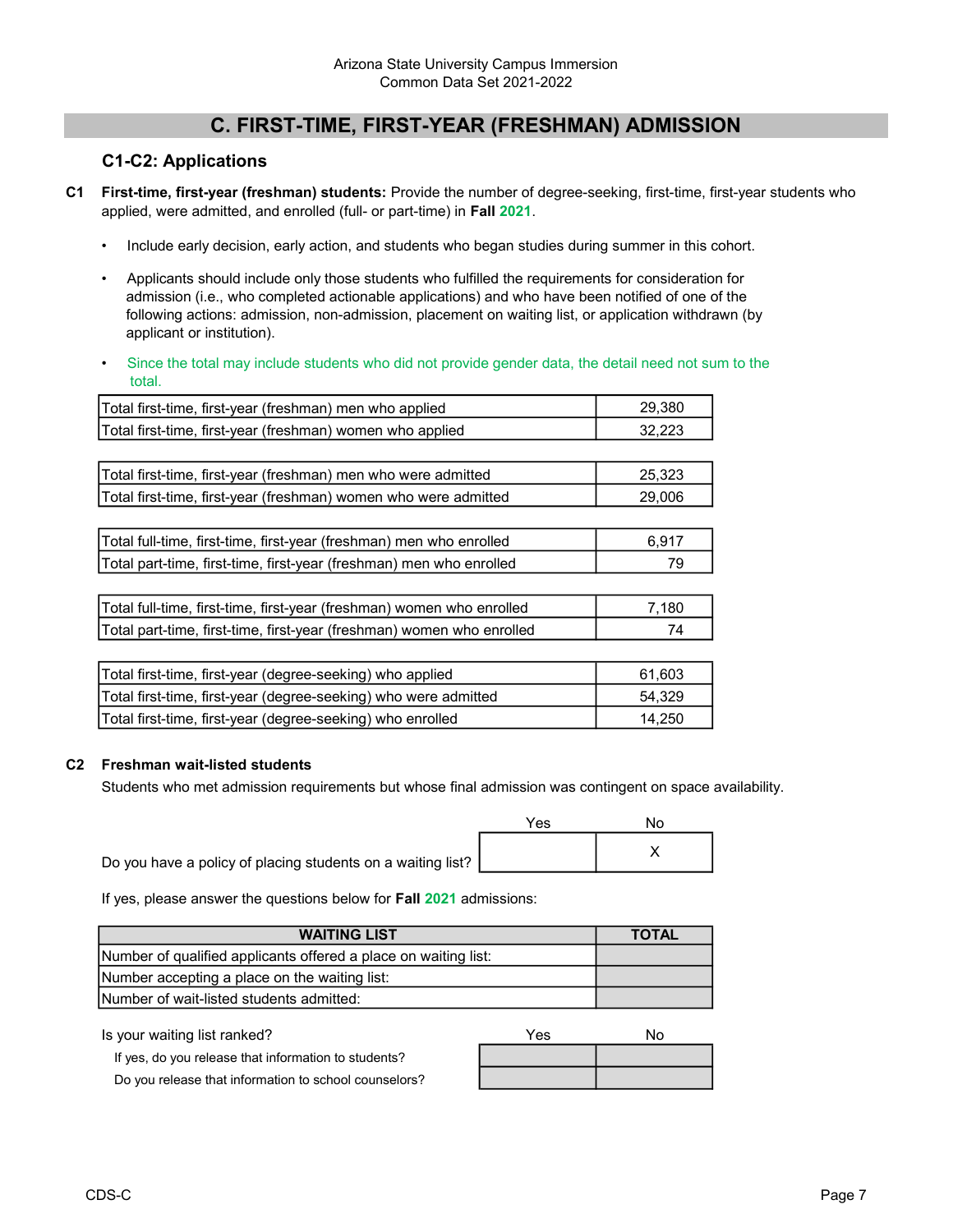# C. FIRST-TIME, FIRST-YEAR (FRESHMAN) ADMISSION

## C1-C2: Applications

**C1** **First-time, first-year (freshman) students:** Provide the number of degree-seeking, first-time, first-year students who applied, were admitted, and enrolled (full- or part-time) in **Fall 2021**.

- Include early decision, early action, and students who began studies during summer in this cohort.
- Applicants should include only those students who fulfilled the requirements for consideration for admission (i.e., who completed actionable applications) and who have been notified of one of the following actions: admission, non-admission, placement on waiting list, or application withdrawn (by applicant or institution).
- Since the total may include students who did not provide gender data, the detail need not sum to the total.

| | |
|---|---|
| Total first-time, first-year (freshman) men who applied | 29,380 |
| Total first-time, first-year (freshman) women who applied | 32,223 |

| | |
|---|---|
| Total first-time, first-year (freshman) men who were admitted | 25,323 |
| Total first-time, first-year (freshman) women who were admitted | 29,006 |

| | |
|---|---|
| Total full-time, first-time, first-year (freshman) men who enrolled | 6,917 |
| Total part-time, first-time, first-year (freshman) men who enrolled | 79 |

| | |
|---|---|
| Total full-time, first-time, first-year (freshman) women who enrolled | 7,180 |
| Total part-time, first-time, first-year (freshman) women who enrolled | 74 |

| | |
|---|---|
| Total first-time, first-year (degree-seeking) who applied | 61,603 |
| Total first-time, first-year (degree-seeking) who were admitted | 54,329 |
| Total first-time, first-year (degree-seeking) who enrolled | 14,250 |

**C2** **Freshman wait-listed students**

Students who met admission requirements but whose final admission was contingent on space availability.

| | Yes | No |
|---|---|---|
| Do you have a policy of placing students on a waiting list? | | X |

If yes, please answer the questions below for **Fall 2021** admissions:

| WAITING LIST | TOTAL |
|---|---|
| Number of qualified applicants offered a place on waiting list: | |
| Number accepting a place on the waiting list: | |
| Number of wait-listed students admitted: | |

| Is your waiting list ranked? | Yes | No |
|---|---|---|
| If yes, do you release that information to students? | | |
| Do you release that information to school counselors? | | |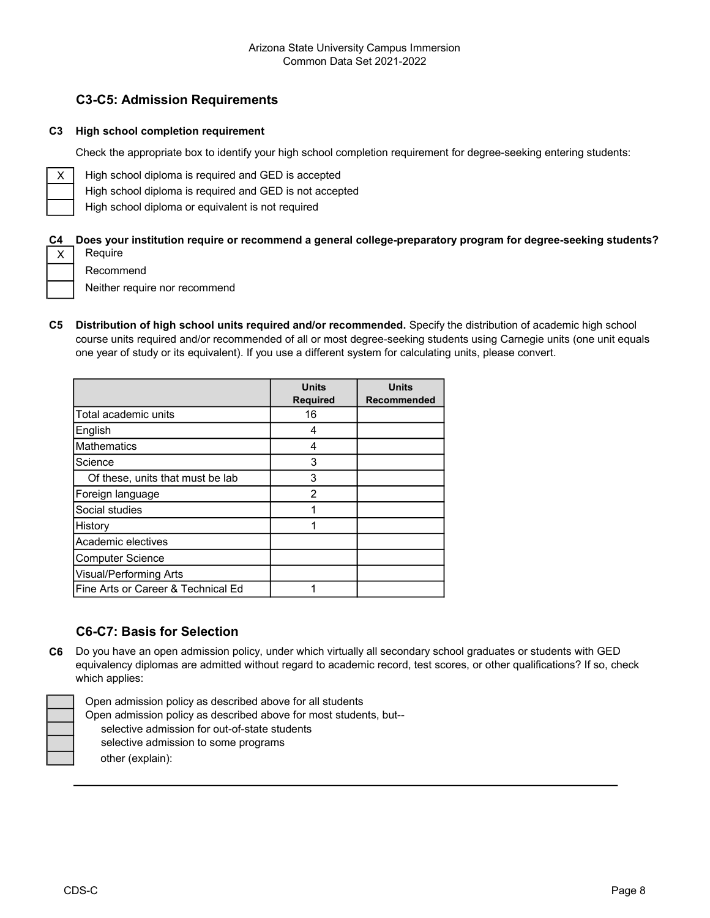Arizona State University Campus Immersion
Common Data Set 2021-2022

## C3-C5: Admission Requirements

**C3 High school completion requirement**

Check the appropriate box to identify your high school completion requirement for degree-seeking entering students:

- [X] High school diploma is required and GED is accepted
- [ ] High school diploma is required and GED is not accepted
- [ ] High school diploma or equivalent is not required

**C4 Does your institution require or recommend a general college-preparatory program for degree-seeking students?**

- [X] Require
- [ ] Recommend
- [ ] Neither require nor recommend

**C5 Distribution of high school units required and/or recommended.** Specify the distribution of academic high school course units required and/or recommended of all or most degree-seeking students using Carnegie units (one unit equals one year of study or its equivalent). If you use a different system for calculating units, please convert.

| | Units Required | Units Recommended |
|---|---|---|
| Total academic units | 16 | |
| English | 4 | |
| Mathematics | 4 | |
| Science | 3 | |
| Of these, units that must be lab | 3 | |
| Foreign language | 2 | |
| Social studies | 1 | |
| History | 1 | |
| Academic electives | | |
| Computer Science | | |
| Visual/Performing Arts | | |
| Fine Arts or Career & Technical Ed | 1 | |

## C6-C7: Basis for Selection

**C6** Do you have an open admission policy, under which virtually all secondary school graduates or students with GED equivalency diplomas are admitted without regard to academic record, test scores, or other qualifications? If so, check which applies:

- [ ] Open admission policy as described above for all students
- [ ] Open admission policy as described above for most students, but--
  - [ ] selective admission for out-of-state students
  - [ ] selective admission to some programs
  - [ ] other (explain):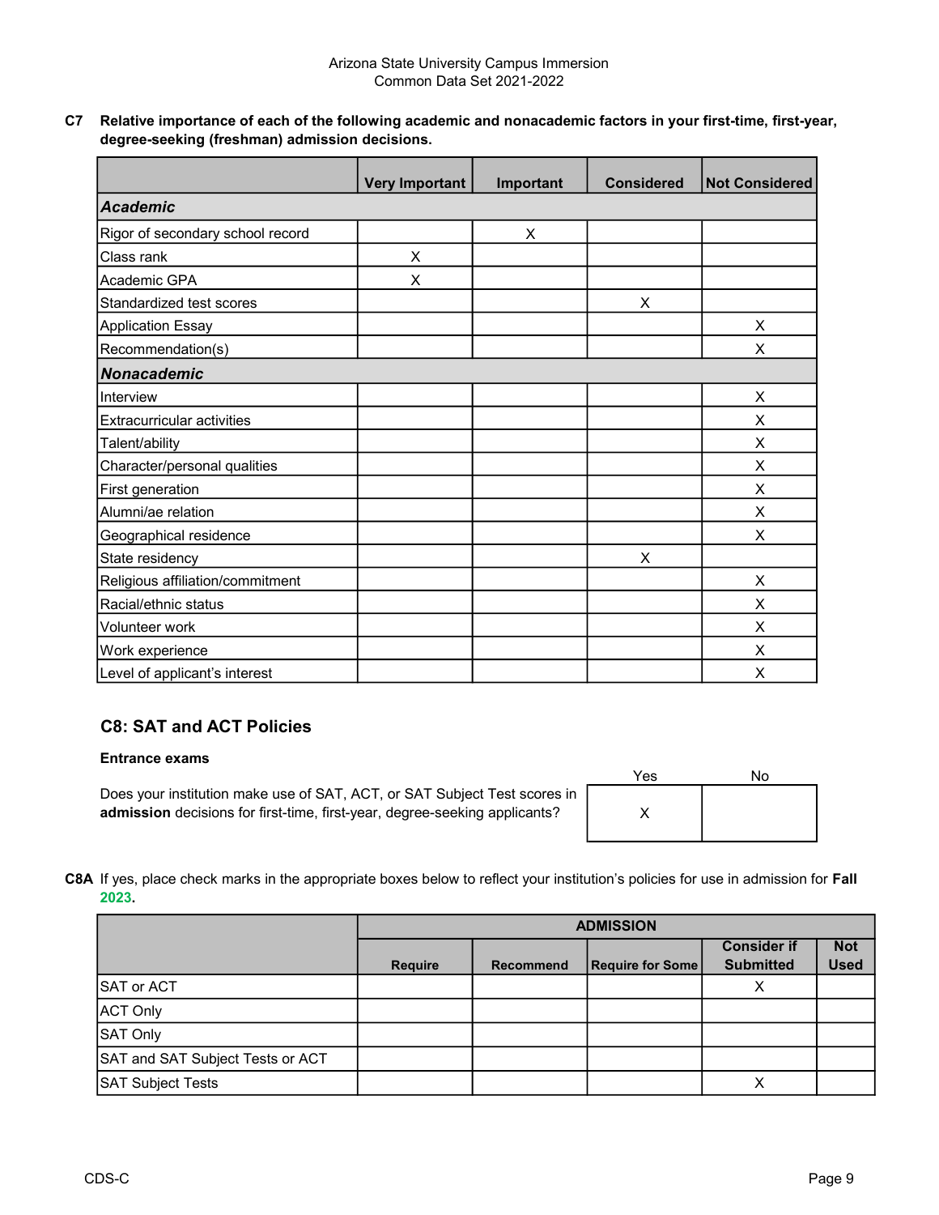Arizona State University Campus Immersion
Common Data Set 2021-2022

**C7 Relative importance of each of the following academic and nonacademic factors in your first-time, first-year, degree-seeking (freshman) admission decisions.**

| | Very Important | Important | Considered | Not Considered |
|---|---|---|---|---|
| ***Academic*** | | | | |
| Rigor of secondary school record | | X | | |
| Class rank | X | | | |
| Academic GPA | X | | | |
| Standardized test scores | | | X | |
| Application Essay | | | | X |
| Recommendation(s) | | | | X |
| ***Nonacademic*** | | | | |
| Interview | | | | X |
| Extracurricular activities | | | | X |
| Talent/ability | | | | X |
| Character/personal qualities | | | | X |
| First generation | | | | X |
| Alumni/ae relation | | | | X |
| Geographical residence | | | | X |
| State residency | | | X | |
| Religious affiliation/commitment | | | | X |
| Racial/ethnic status | | | | X |
| Volunteer work | | | | X |
| Work experience | | | | X |
| Level of applicant's interest | | | | X |

## C8: SAT and ACT Policies

**Entrance exams**

| | Yes | No |
|---|---|---|
| Does your institution make use of SAT, ACT, or SAT Subject Test scores in **admission** decisions for first-time, first-year, degree-seeking applicants? | X | |

**C8A** If yes, place check marks in the appropriate boxes below to reflect your institution's policies for use in admission for **Fall 2023**.

| | ADMISSION | | | | |
|---|---|---|---|---|---|
| | Require | Recommend | Require for Some | Consider if Submitted | Not Used |
| SAT or ACT | | | | X | |
| ACT Only | | | | | |
| SAT Only | | | | | |
| SAT and SAT Subject Tests or ACT | | | | | |
| SAT Subject Tests | | | | X | |

CDS-C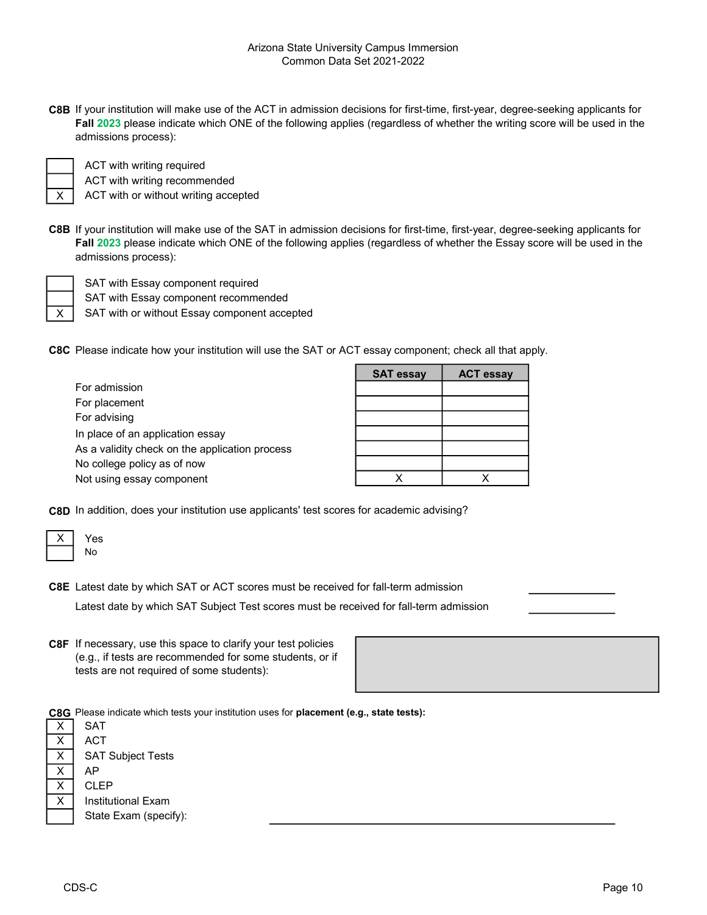**C8B** If your institution will make use of the ACT in admission decisions for first-time, first-year, degree-seeking applicants for **Fall** 2023 please indicate which ONE of the following applies (regardless of whether the writing score will be used in the admissions process):

| | |
|---|---|
| | ACT with writing required |
| | ACT with writing recommended |
| X | ACT with or without writing accepted |

**C8B** If your institution will make use of the SAT in admission decisions for first-time, first-year, degree-seeking applicants for **Fall** 2023 please indicate which ONE of the following applies (regardless of whether the Essay score will be used in the admissions process):

| | |
|---|---|
| | SAT with Essay component required |
| | SAT with Essay component recommended |
| X | SAT with or without Essay component accepted |

**C8C** Please indicate how your institution will use the SAT or ACT essay component; check all that apply.

| | SAT essay | ACT essay |
|---|---|---|
| For admission | | |
| For placement | | |
| For advising | | |
| In place of an application essay | | |
| As a validity check on the application process | | |
| No college policy as of now | | |
| Not using essay component | X | X |

**C8D** In addition, does your institution use applicants' test scores for academic advising?

| | |
|---|---|
| X | Yes |
| | No |

**C8E** Latest date by which SAT or ACT scores must be received for fall-term admission \_\_\_\_\_\_\_\_\_\_

Latest date by which SAT Subject Test scores must be received for fall-term admission \_\_\_\_\_\_\_\_\_\_

**C8F** If necessary, use this space to clarify your test policies (e.g., if tests are recommended for some students, or if tests are not required of some students):

**C8G** Please indicate which tests your institution uses for **placement (e.g., state tests):**

| | |
|---|---|
| X | SAT |
| X | ACT |
| X | SAT Subject Tests |
| X | AP |
| X | CLEP |
| X | Institutional Exam |
| | State Exam (specify): |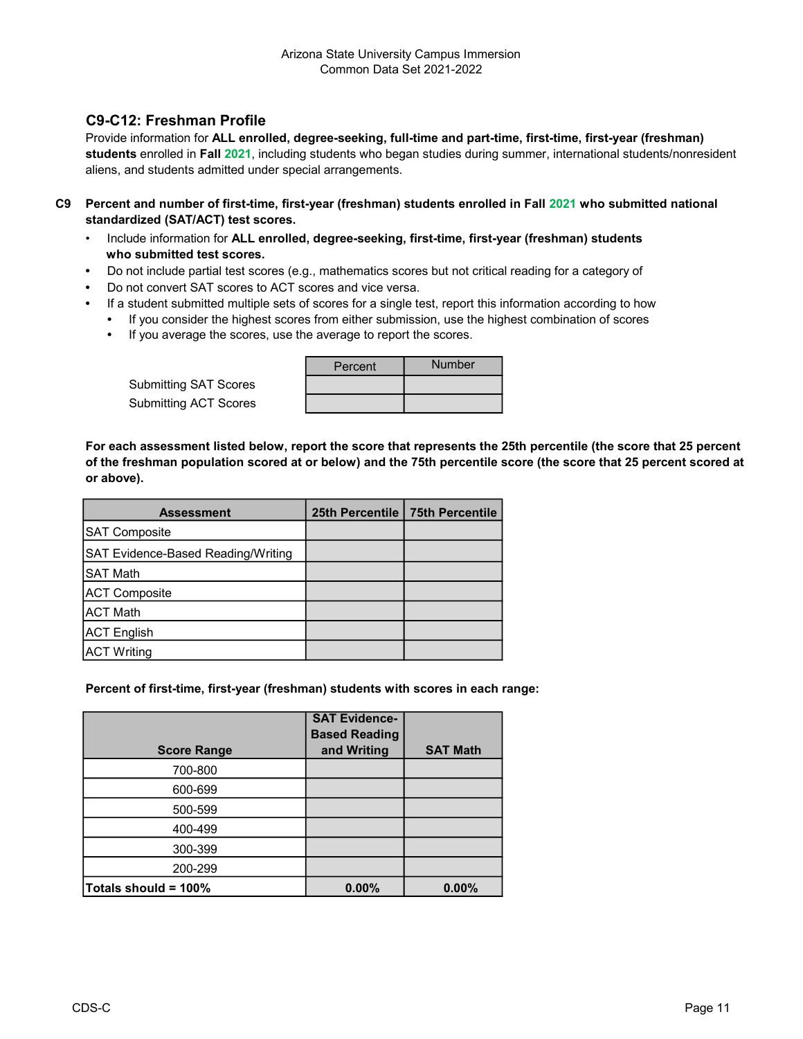## C9-C12: Freshman Profile

Provide information for **ALL enrolled, degree-seeking, full-time and part-time, first-time, first-year (freshman) students** enrolled in **Fall 2021**, including students who began studies during summer, international students/nonresident aliens, and students admitted under special arrangements.

**C9 Percent and number of first-time, first-year (freshman) students enrolled in Fall 2021 who submitted national standardized (SAT/ACT) test scores.**

- Include information for **ALL enrolled, degree-seeking, first-time, first-year (freshman) students who submitted test scores.**
- Do not include partial test scores (e.g., mathematics scores but not critical reading for a category of
- Do not convert SAT scores to ACT scores and vice versa.
- If a student submitted multiple sets of scores for a single test, report this information according to how
  - If you consider the highest scores from either submission, use the highest combination of scores
  - If you average the scores, use the average to report the scores.

| | Percent | Number |
|---|---|---|
| Submitting SAT Scores | | |
| Submitting ACT Scores | | |

**For each assessment listed below, report the score that represents the 25th percentile (the score that 25 percent of the freshman population scored at or below) and the 75th percentile score (the score that 25 percent scored at or above).**

| Assessment | 25th Percentile | 75th Percentile |
|---|---|---|
| SAT Composite | | |
| SAT Evidence-Based Reading/Writing | | |
| SAT Math | | |
| ACT Composite | | |
| ACT Math | | |
| ACT English | | |
| ACT Writing | | |

**Percent of first-time, first-year (freshman) students with scores in each range:**

| Score Range | SAT Evidence-Based Reading and Writing | SAT Math |
|---|---|---|
| 700-800 | | |
| 600-699 | | |
| 500-599 | | |
| 400-499 | | |
| 300-399 | | |
| 200-299 | | |
| **Totals should = 100%** | **0.00%** | **0.00%** |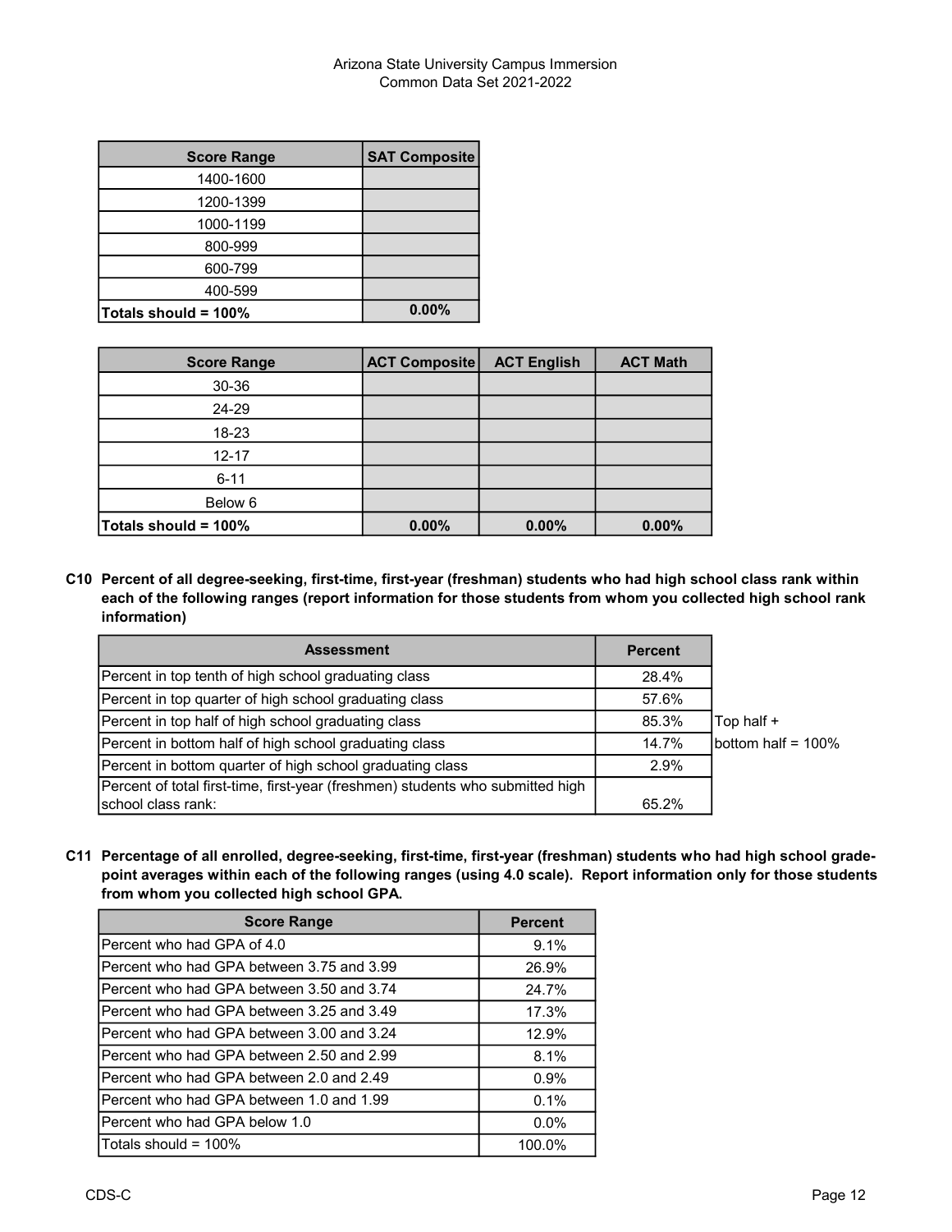| Score Range | SAT Composite |
|---|---|
| 1400-1600 | |
| 1200-1399 | |
| 1000-1199 | |
| 800-999 | |
| 600-799 | |
| 400-599 | |
| **Totals should = 100%** | **0.00%** |

| Score Range | ACT Composite | ACT English | ACT Math |
|---|---|---|---|
| 30-36 | | | |
| 24-29 | | | |
| 18-23 | | | |
| 12-17 | | | |
| 6-11 | | | |
| Below 6 | | | |
| **Totals should = 100%** | **0.00%** | **0.00%** | **0.00%** |

**C10 Percent of all degree-seeking, first-time, first-year (freshman) students who had high school class rank within each of the following ranges (report information for those students from whom you collected high school rank information)**

| Assessment | Percent | |
|---|---|---|
| Percent in top tenth of high school graduating class | 28.4% | |
| Percent in top quarter of high school graduating class | 57.6% | |
| Percent in top half of high school graduating class | 85.3% | Top half + |
| Percent in bottom half of high school graduating class | 14.7% | bottom half = 100% |
| Percent in bottom quarter of high school graduating class | 2.9% | |
| Percent of total first-time, first-year (freshmen) students who submitted high school class rank: | 65.2% | |

**C11 Percentage of all enrolled, degree-seeking, first-time, first-year (freshman) students who had high school grade-point averages within each of the following ranges (using 4.0 scale). Report information only for those students from whom you collected high school GPA.**

| Score Range | Percent |
|---|---|
| Percent who had GPA of 4.0 | 9.1% |
| Percent who had GPA between 3.75 and 3.99 | 26.9% |
| Percent who had GPA between 3.50 and 3.74 | 24.7% |
| Percent who had GPA between 3.25 and 3.49 | 17.3% |
| Percent who had GPA between 3.00 and 3.24 | 12.9% |
| Percent who had GPA between 2.50 and 2.99 | 8.1% |
| Percent who had GPA between 2.0 and 2.49 | 0.9% |
| Percent who had GPA between 1.0 and 1.99 | 0.1% |
| Percent who had GPA below 1.0 | 0.0% |
| Totals should = 100% | 100.0% |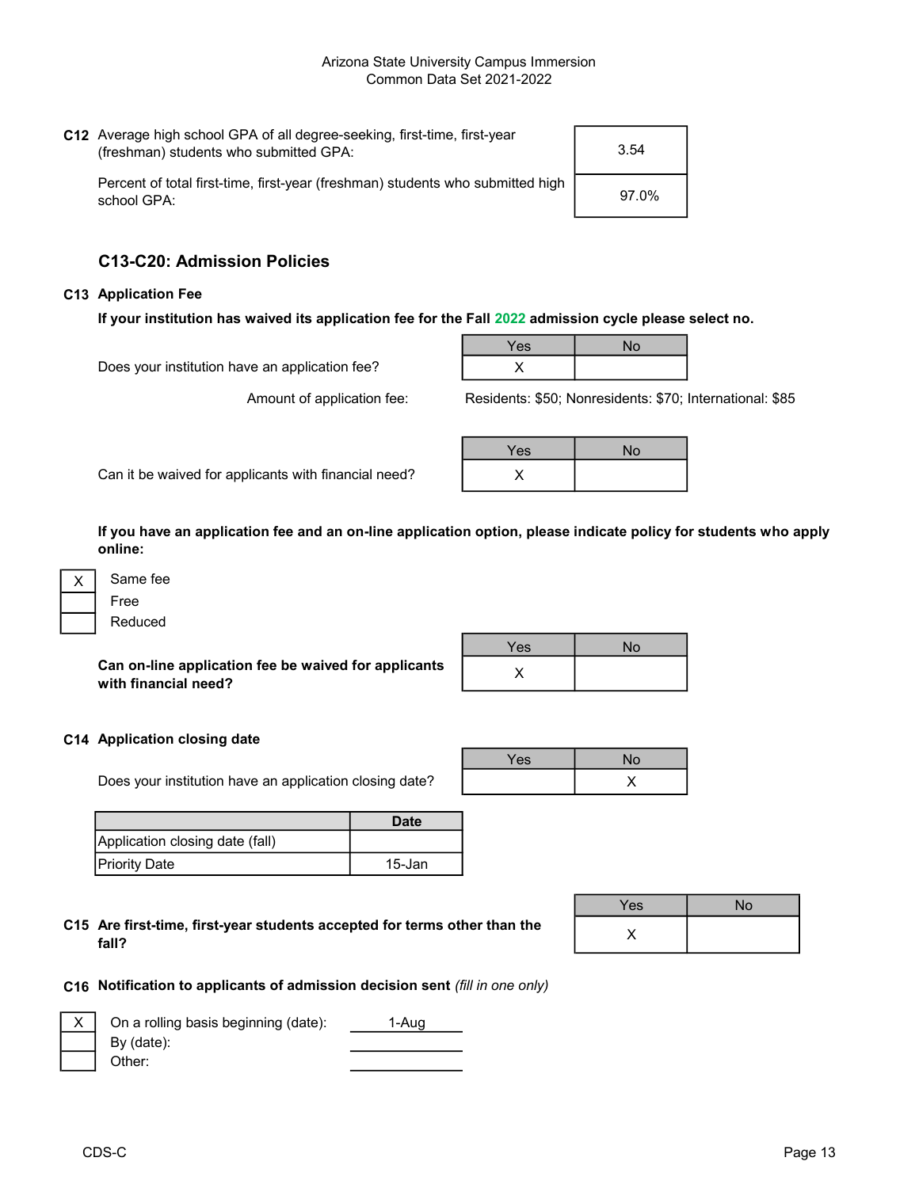**C12** Average high school GPA of all degree-seeking, first-time, first-year (freshman) students who submitted GPA: **3.54**

Percent of total first-time, first-year (freshman) students who submitted high school GPA: **97.0%**

## C13-C20: Admission Policies

### C13 Application Fee

**If your institution has waived its application fee for the Fall 2022 admission cycle please select no.**

| | Yes | No |
|---|---|---|
| Does your institution have an application fee? | X | |

Amount of application fee: Residents: $50; Nonresidents: $70; International: $85

| | Yes | No |
|---|---|---|
| Can it be waived for applicants with financial need? | X | |

**If you have an application fee and an on-line application option, please indicate policy for students who apply online:**

- [X] Same fee
- [ ] Free
- [ ] Reduced

| | Yes | No |
|---|---|---|
| **Can on-line application fee be waived for applicants with financial need?** | X | |

### C14 Application closing date

| | Yes | No |
|---|---|---|
| Does your institution have an application closing date? | | X |

| | Date |
|---|---|
| Application closing date (fall) | |
| Priority Date | 15-Jan |

| | Yes | No |
|---|---|---|
| **C15 Are first-time, first-year students accepted for terms other than the fall?** | X | |

### C16 Notification to applicants of admission decision sent *(fill in one only)*

- [X] On a rolling basis beginning (date): 1-Aug
- [ ] By (date):
- [ ] Other: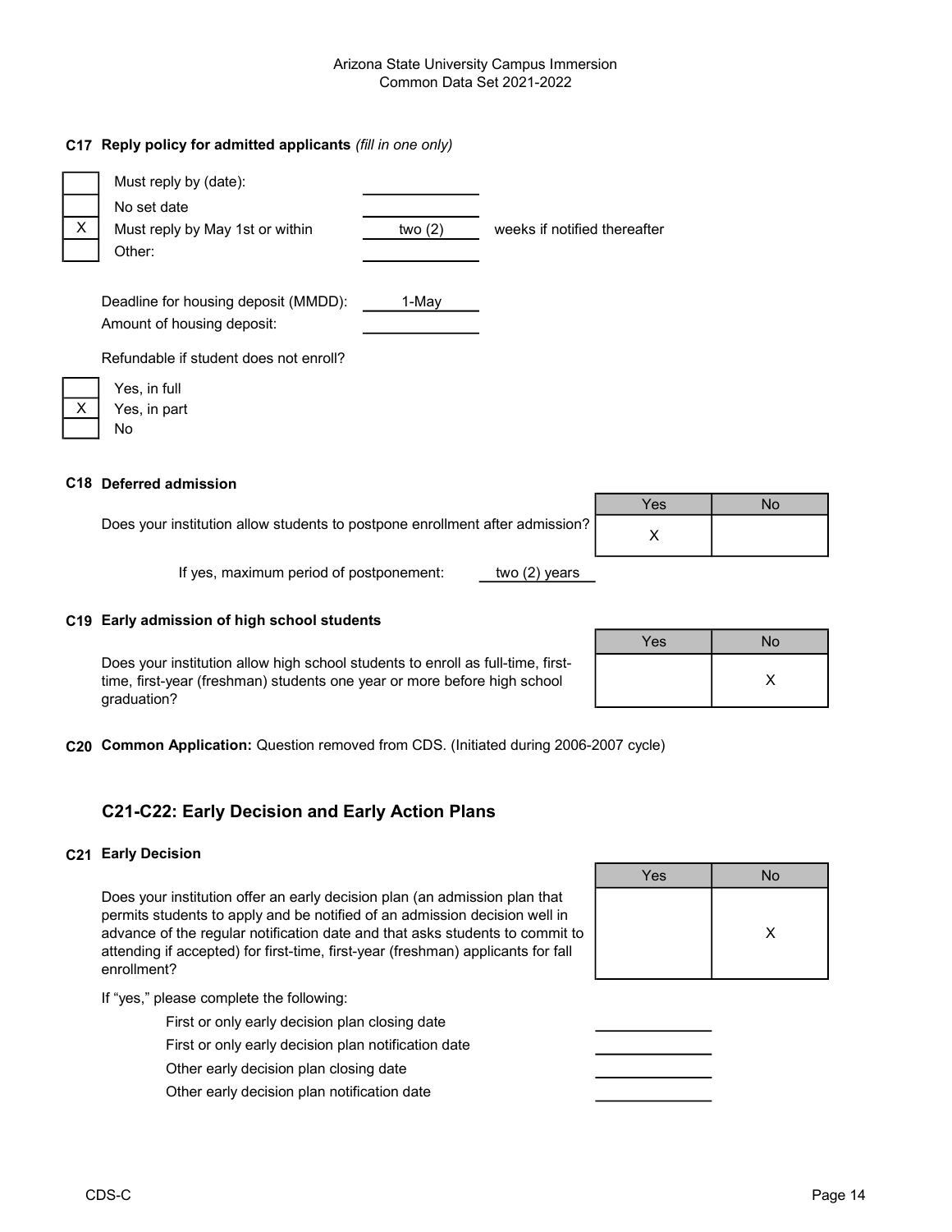### C17 Reply policy for admitted applicants *(fill in one only)*

| | | | |
|---|---|---|---|
| | Must reply by (date): | | |
| | No set date | | |
| X | Must reply by May 1st or within | two (2) | weeks if notified thereafter |
| | Other: | | |

Deadline for housing deposit (MMDD): 1-May

Amount of housing deposit:

Refundable if student does not enroll?

| | |
|---|---|
| | Yes, in full |
| X | Yes, in part |
| | No |

### C18 Deferred admission

| | Yes | No |
|---|---|---|
| Does your institution allow students to postpone enrollment after admission? | X | |

If yes, maximum period of postponement: two (2) years

### C19 Early admission of high school students

| | Yes | No |
|---|---|---|
| Does your institution allow high school students to enroll as full-time, first-time, first-year (freshman) students one year or more before high school graduation? | | X |

**C20 Common Application:** Question removed from CDS. (Initiated during 2006-2007 cycle)

## C21-C22: Early Decision and Early Action Plans

### C21 Early Decision

| | Yes | No |
|---|---|---|
| Does your institution offer an early decision plan (an admission plan that permits students to apply and be notified of an admission decision well in advance of the regular notification date and that asks students to commit to attending if accepted) for first-time, first-year (freshman) applicants for fall enrollment? | | X |

If "yes," please complete the following:

First or only early decision plan closing date

First or only early decision plan notification date

Other early decision plan closing date

Other early decision plan notification date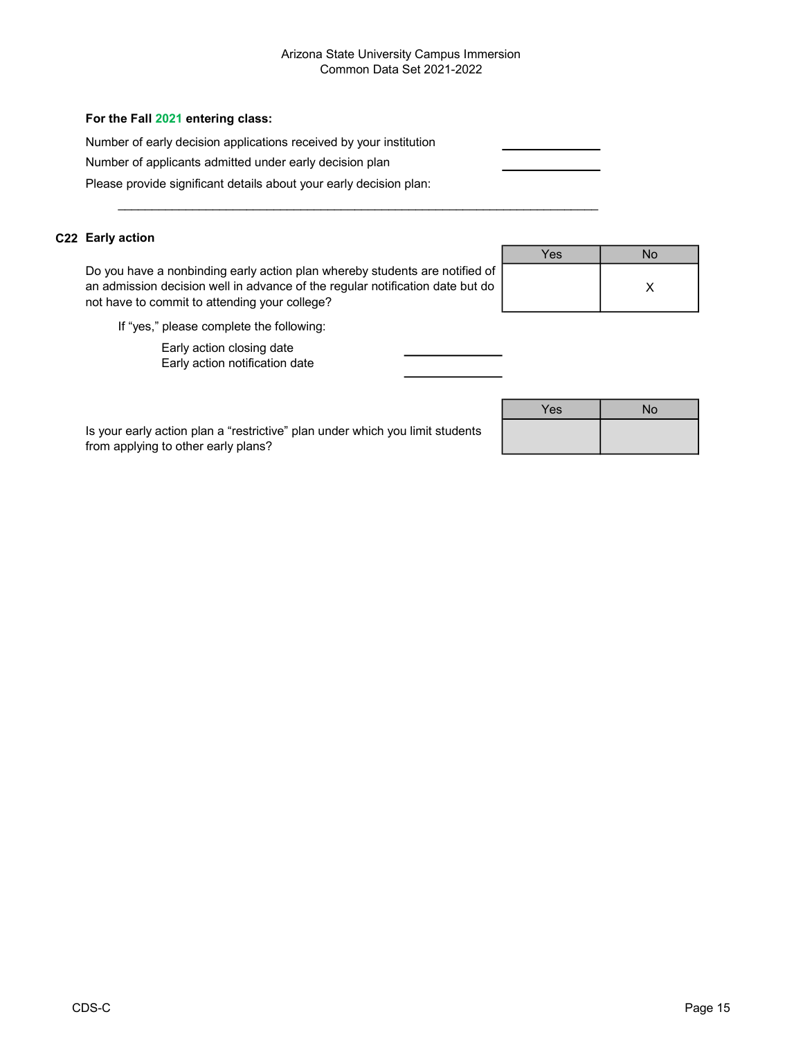**For the Fall 2021 entering class:**

Number of early decision applications received by your institution ______________

Number of applicants admitted under early decision plan ______________

Please provide significant details about your early decision plan:

______________________________________________________________________

## C22 Early action

| | Yes | No |
|---|---|---|
| Do you have a nonbinding early action plan whereby students are notified of an admission decision well in advance of the regular notification date but do not have to commit to attending your college? | | X |

If "yes," please complete the following:

Early action closing date ______________

Early action notification date ______________

| | Yes | No |
|---|---|---|
| Is your early action plan a "restrictive" plan under which you limit students from applying to other early plans? | | |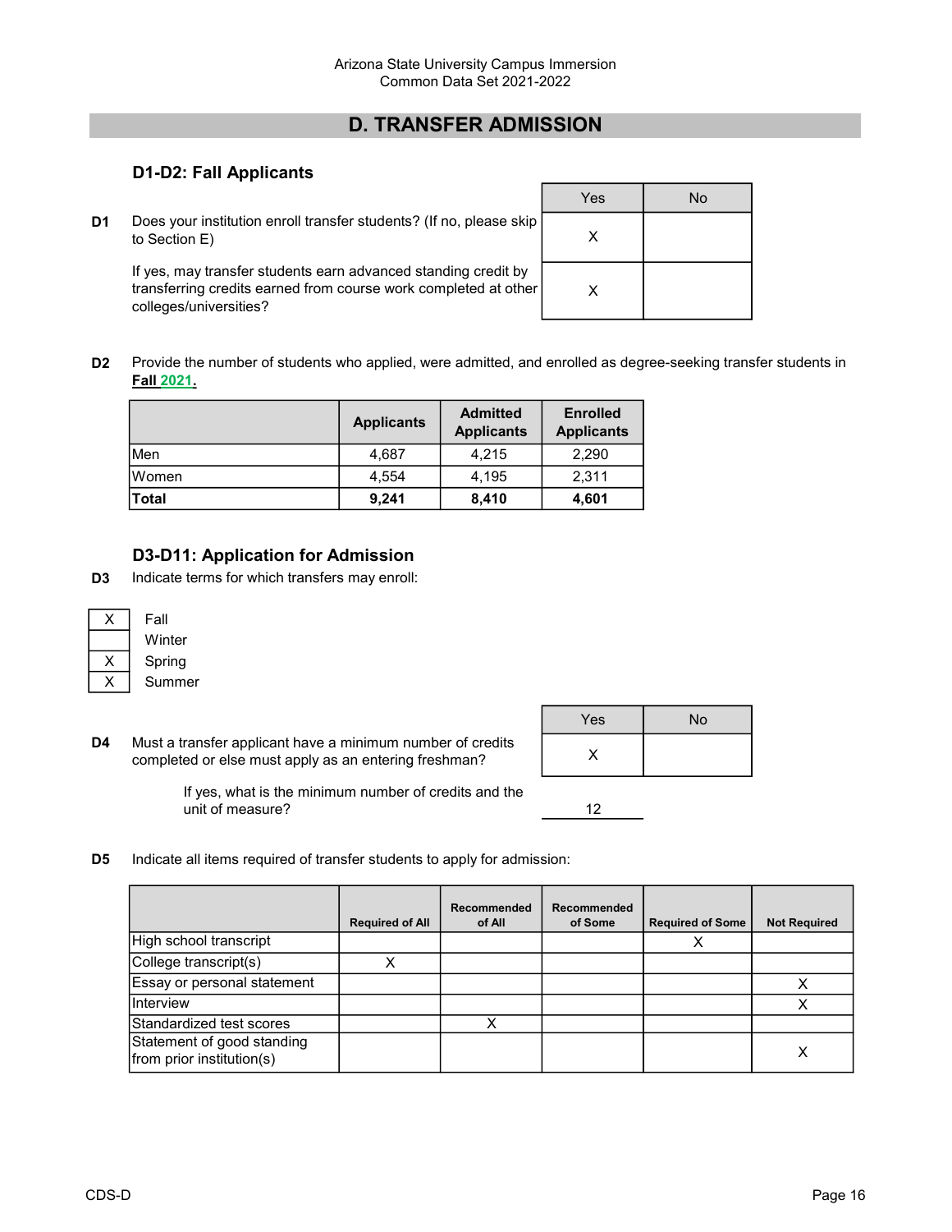Arizona State University Campus Immersion
Common Data Set 2021-2022

# D. TRANSFER ADMISSION

## D1-D2: Fall Applicants

| | | Yes | No |
|---|---|---|---|
| D1 | Does your institution enroll transfer students? (If no, please skip to Section E) | X | |
| | If yes, may transfer students earn advanced standing credit by transferring credits earned from course work completed at other colleges/universities? | X | |

**D2** Provide the number of students who applied, were admitted, and enrolled as degree-seeking transfer students in **Fall 2021.**

| | Applicants | Admitted Applicants | Enrolled Applicants |
|---|---|---|---|
| Men | 4,687 | 4,215 | 2,290 |
| Women | 4,554 | 4,195 | 2,311 |
| **Total** | **9,241** | **8,410** | **4,601** |

## D3-D11: Application for Admission

**D3** Indicate terms for which transfers may enroll:

| | |
|---|---|
| X | Fall |
| | Winter |
| X | Spring |
| X | Summer |

| | | Yes | No |
|---|---|---|---|
| D4 | Must a transfer applicant have a minimum number of credits completed or else must apply as an entering freshman? | X | |

If yes, what is the minimum number of credits and the unit of measure? 12

**D5** Indicate all items required of transfer students to apply for admission:

| | Required of All | Recommended of All | Recommended of Some | Required of Some | Not Required |
|---|---|---|---|---|---|
| High school transcript | | | | X | |
| College transcript(s) | X | | | | |
| Essay or personal statement | | | | | X |
| Interview | | | | | X |
| Standardized test scores | | X | | | |
| Statement of good standing from prior institution(s) | | | | | X |

CDS-D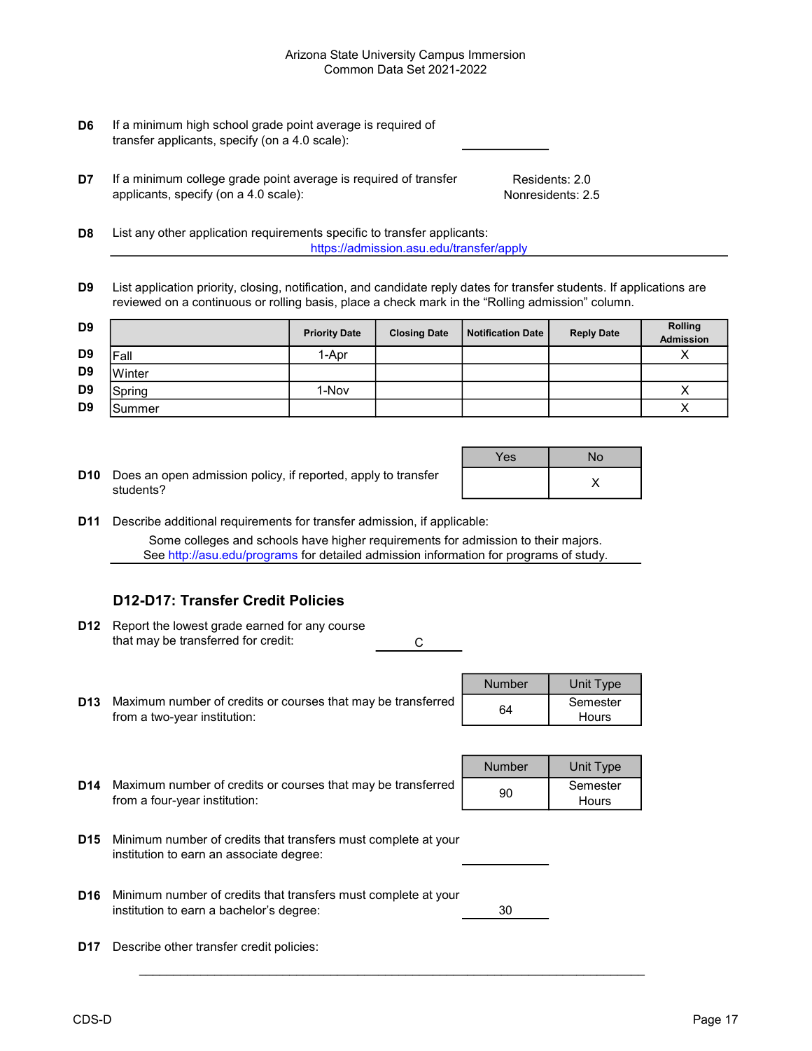Arizona State University Campus Immersion
Common Data Set 2021-2022

**D6** If a minimum high school grade point average is required of transfer applicants, specify (on a 4.0 scale): ____________

**D7** If a minimum college grade point average is required of transfer applicants, specify (on a 4.0 scale): Residents: 2.0 Nonresidents: 2.5

**D8** List any other application requirements specific to transfer applicants:
https://admission.asu.edu/transfer/apply

**D9** List application priority, closing, notification, and candidate reply dates for transfer students. If applications are reviewed on a continuous or rolling basis, place a check mark in the "Rolling admission" column.

| | Priority Date | Closing Date | Notification Date | Reply Date | Rolling Admission |
|---|---|---|---|---|---|
| Fall | 1-Apr | | | | X |
| Winter | | | | | |
| Spring | 1-Nov | | | | X |
| Summer | | | | | X |

**D10** Does an open admission policy, if reported, apply to transfer students?

| Yes | No |
|---|---|
| | X |

**D11** Describe additional requirements for transfer admission, if applicable:
Some colleges and schools have higher requirements for admission to their majors. See http://asu.edu/programs for detailed admission information for programs of study.

### D12-D17: Transfer Credit Policies

**D12** Report the lowest grade earned for any course that may be transferred for credit: C

**D13** Maximum number of credits or courses that may be transferred from a two-year institution:

| Number | Unit Type |
|---|---|
| 64 | Semester Hours |

**D14** Maximum number of credits or courses that may be transferred from a four-year institution:

| Number | Unit Type |
|---|---|
| 90 | Semester Hours |

**D15** Minimum number of credits that transfers must complete at your institution to earn an associate degree: ____________

**D16** Minimum number of credits that transfers must complete at your institution to earn a bachelor's degree: 30

**D17** Describe other transfer credit policies: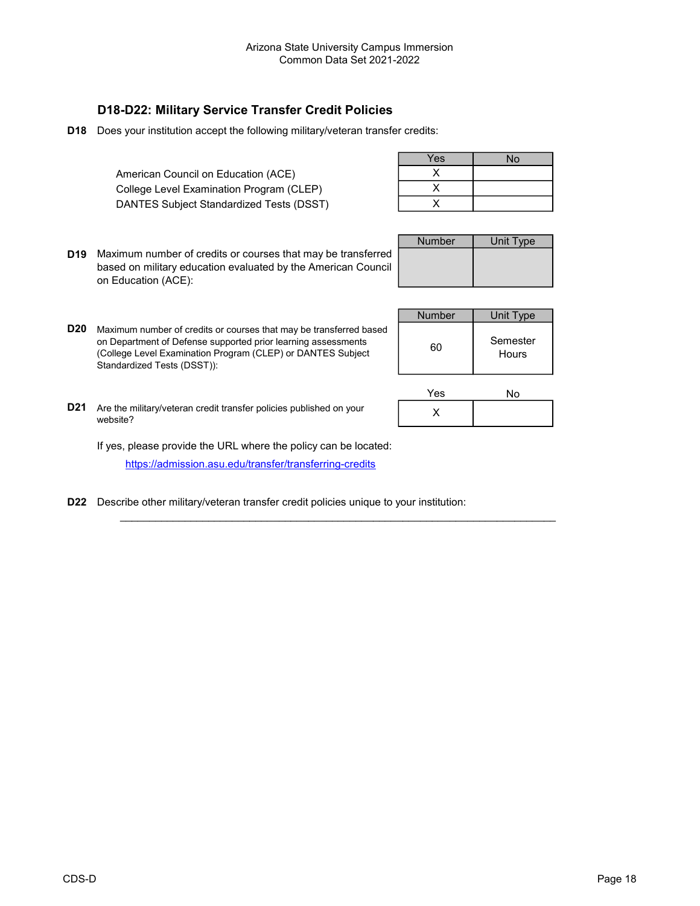## D18-D22: Military Service Transfer Credit Policies

**D18** Does your institution accept the following military/veteran transfer credits:

| | Yes | No |
|---|---|---|
| American Council on Education (ACE) | X | |
| College Level Examination Program (CLEP) | X | |
| DANTES Subject Standardized Tests (DSST) | X | |

**D19** Maximum number of credits or courses that may be transferred based on military education evaluated by the American Council on Education (ACE):

| Number | Unit Type |
|---|---|
| | |

**D20** Maximum number of credits or courses that may be transferred based on Department of Defense supported prior learning assessments (College Level Examination Program (CLEP) or DANTES Subject Standardized Tests (DSST)):

| Number | Unit Type |
|---|---|
| 60 | Semester Hours |

**D21** Are the military/veteran credit transfer policies published on your website?

| Yes | No |
|---|---|
| X | |

If yes, please provide the URL where the policy can be located:

https://admission.asu.edu/transfer/transferring-credits

**D22** Describe other military/veteran transfer credit policies unique to your institution:

_______________________________________________________________________________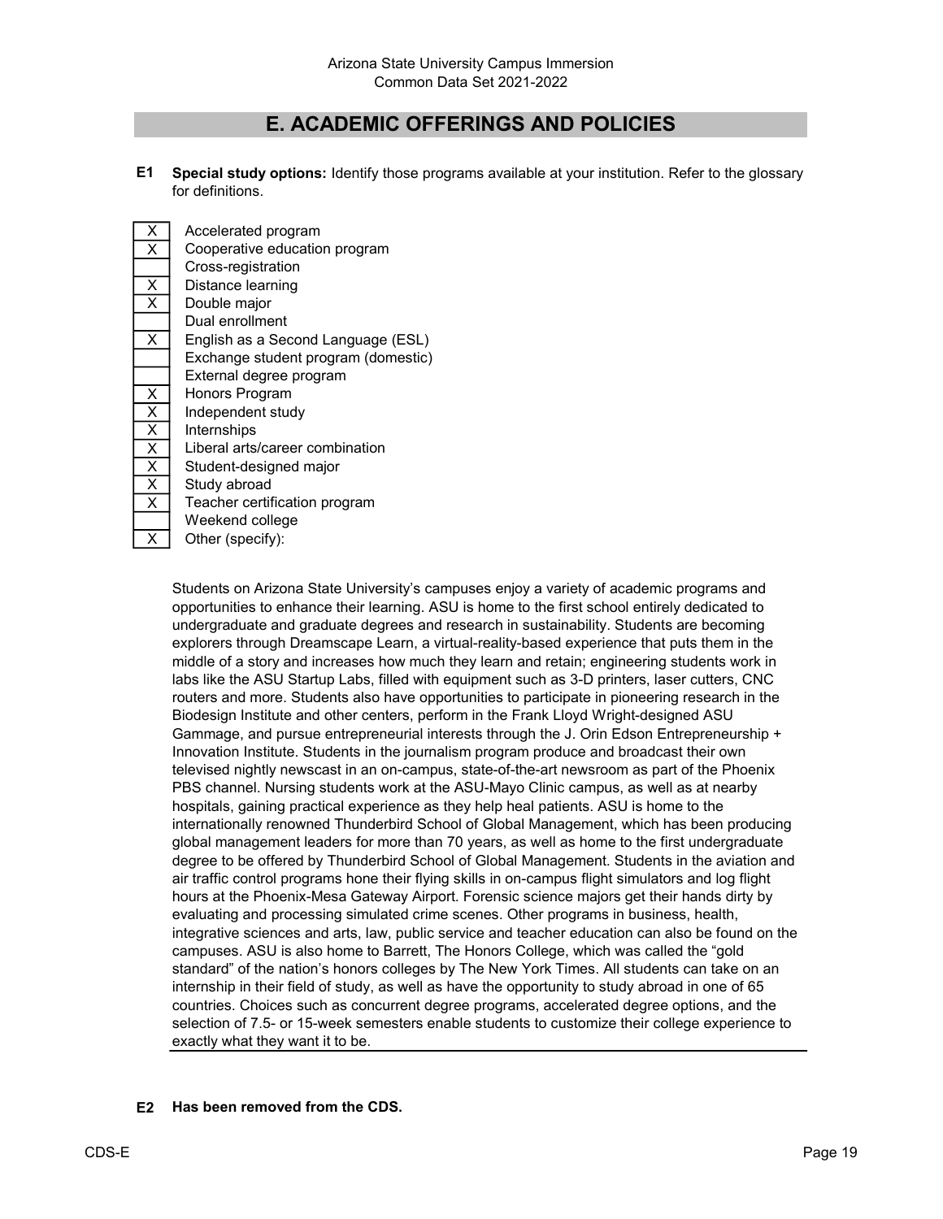# E. ACADEMIC OFFERINGS AND POLICIES

**E1 Special study options:** Identify those programs available at your institution. Refer to the glossary for definitions.

| | |
|---|---|
| X | Accelerated program |
| X | Cooperative education program |
| | Cross-registration |
| X | Distance learning |
| X | Double major |
| | Dual enrollment |
| X | English as a Second Language (ESL) |
| | Exchange student program (domestic) |
| | External degree program |
| X | Honors Program |
| X | Independent study |
| X | Internships |
| X | Liberal arts/career combination |
| X | Student-designed major |
| X | Study abroad |
| X | Teacher certification program |
| | Weekend college |
| X | Other (specify): |

Students on Arizona State University's campuses enjoy a variety of academic programs and opportunities to enhance their learning. ASU is home to the first school entirely dedicated to undergraduate and graduate degrees and research in sustainability. Students are becoming explorers through Dreamscape Learn, a virtual-reality-based experience that puts them in the middle of a story and increases how much they learn and retain; engineering students work in labs like the ASU Startup Labs, filled with equipment such as 3-D printers, laser cutters, CNC routers and more. Students also have opportunities to participate in pioneering research in the Biodesign Institute and other centers, perform in the Frank Lloyd Wright-designed ASU Gammage, and pursue entrepreneurial interests through the J. Orin Edson Entrepreneurship + Innovation Institute. Students in the journalism program produce and broadcast their own televised nightly newscast in an on-campus, state-of-the-art newsroom as part of the Phoenix PBS channel. Nursing students work at the ASU-Mayo Clinic campus, as well as at nearby hospitals, gaining practical experience as they help heal patients. ASU is home to the internationally renowned Thunderbird School of Global Management, which has been producing global management leaders for more than 70 years, as well as home to the first undergraduate degree to be offered by Thunderbird School of Global Management. Students in the aviation and air traffic control programs hone their flying skills in on-campus flight simulators and log flight hours at the Phoenix-Mesa Gateway Airport. Forensic science majors get their hands dirty by evaluating and processing simulated crime scenes. Other programs in business, health, integrative sciences and arts, law, public service and teacher education can also be found on the campuses. ASU is also home to Barrett, The Honors College, which was called the "gold standard" of the nation's honors colleges by The New York Times. All students can take on an internship in their field of study, as well as have the opportunity to study abroad in one of 65 countries. Choices such as concurrent degree programs, accelerated degree options, and the selection of 7.5- or 15-week semesters enable students to customize their college experience to exactly what they want it to be.

**E2 Has been removed from the CDS.**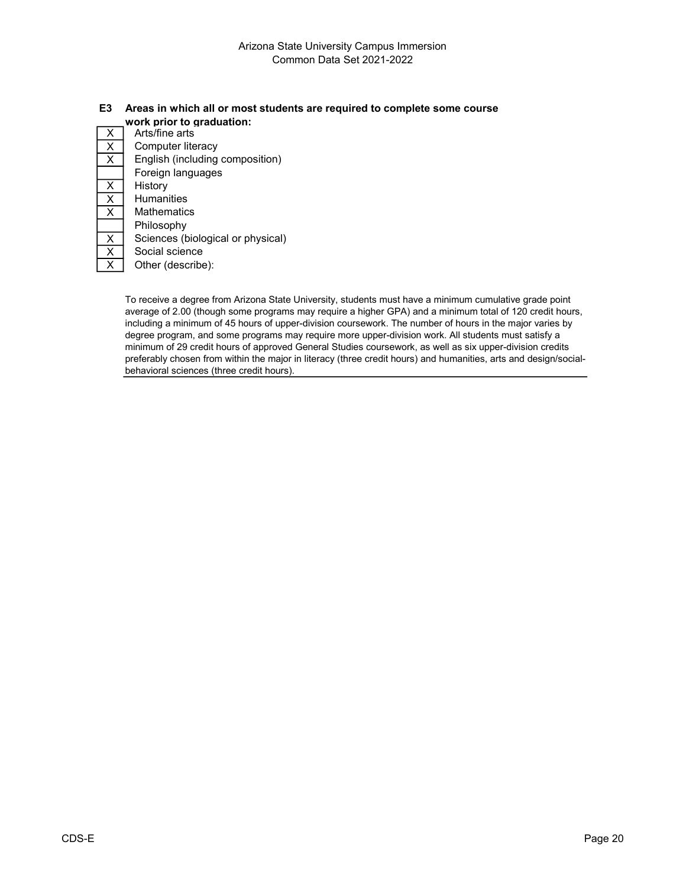## E3 Areas in which all or most students are required to complete some course work prior to graduation:

| | |
|---|---|
| X | Arts/fine arts |
| X | Computer literacy |
| X | English (including composition) |
| | Foreign languages |
| X | History |
| X | Humanities |
| X | Mathematics |
| | Philosophy |
| X | Sciences (biological or physical) |
| X | Social science |
| X | Other (describe): |

To receive a degree from Arizona State University, students must have a minimum cumulative grade point average of 2.00 (though some programs may require a higher GPA) and a minimum total of 120 credit hours, including a minimum of 45 hours of upper-division coursework. The number of hours in the major varies by degree program, and some programs may require more upper-division work. All students must satisfy a minimum of 29 credit hours of approved General Studies coursework, as well as six upper-division credits preferably chosen from within the major in literacy (three credit hours) and humanities, arts and design/social-behavioral sciences (three credit hours).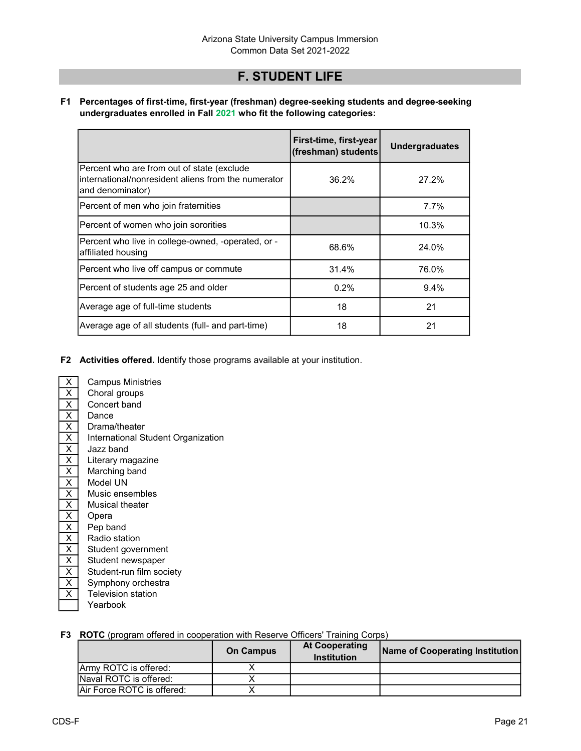## F. STUDENT LIFE

**F1 Percentages of first-time, first-year (freshman) degree-seeking students and degree-seeking undergraduates enrolled in Fall 2021 who fit the following categories:**

| | First-time, first-year (freshman) students | Undergraduates |
|---|---|---|
| Percent who are from out of state (exclude international/nonresident aliens from the numerator and denominator) | 36.2% | 27.2% |
| Percent of men who join fraternities | | 7.7% |
| Percent of women who join sororities | | 10.3% |
| Percent who live in college-owned, -operated, or -affiliated housing | 68.6% | 24.0% |
| Percent who live off campus or commute | 31.4% | 76.0% |
| Percent of students age 25 and older | 0.2% | 9.4% |
| Average age of full-time students | 18 | 21 |
| Average age of all students (full- and part-time) | 18 | 21 |

**F2 Activities offered.** Identify those programs available at your institution.

- [X] Campus Ministries
- [X] Choral groups
- [X] Concert band
- [X] Dance
- [X] Drama/theater
- [X] International Student Organization
- [X] Jazz band
- [X] Literary magazine
- [X] Marching band
- [X] Model UN
- [X] Music ensembles
- [X] Musical theater
- [X] Opera
- [X] Pep band
- [X] Radio station
- [X] Student government
- [X] Student newspaper
- [X] Student-run film society
- [X] Symphony orchestra
- [X] Television station
- [ ] Yearbook

**F3 ROTC** (program offered in cooperation with Reserve Officers' Training Corps)

| | On Campus | At Cooperating Institution | Name of Cooperating Institution |
|---|---|---|---|
| Army ROTC is offered: | X | | |
| Naval ROTC is offered: | X | | |
| Air Force ROTC is offered: | X | | |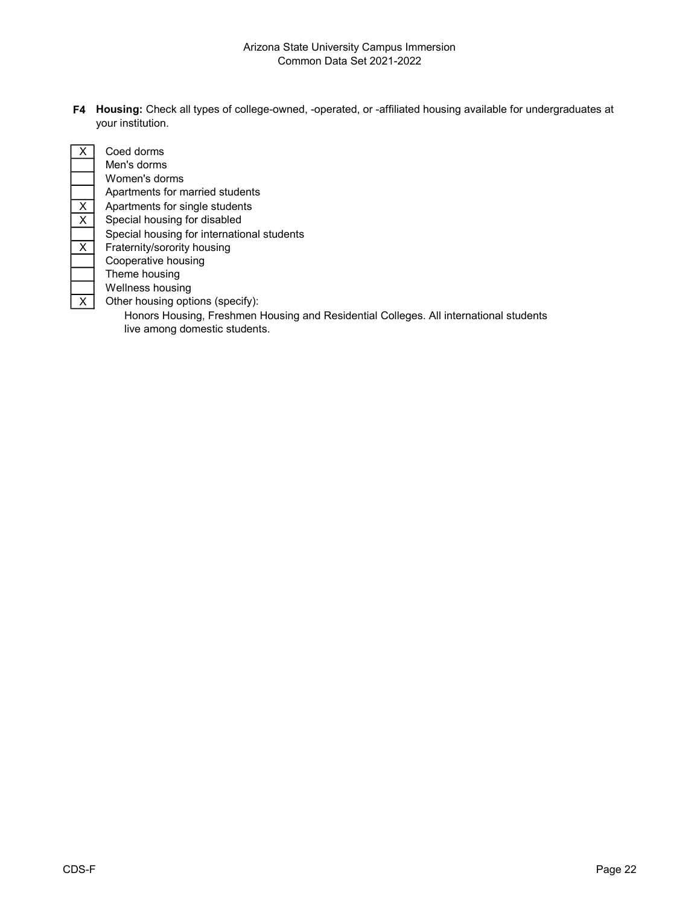**F4 Housing:** Check all types of college-owned, -operated, or -affiliated housing available for undergraduates at your institution.

| | |
|---|---|
| X | Coed dorms |
| | Men's dorms |
| | Women's dorms |
| | Apartments for married students |
| X | Apartments for single students |
| X | Special housing for disabled |
| | Special housing for international students |
| X | Fraternity/sorority housing |
| | Cooperative housing |
| | Theme housing |
| | Wellness housing |
| X | Other housing options (specify): |

Honors Housing, Freshmen Housing and Residential Colleges. All international students live among domestic students.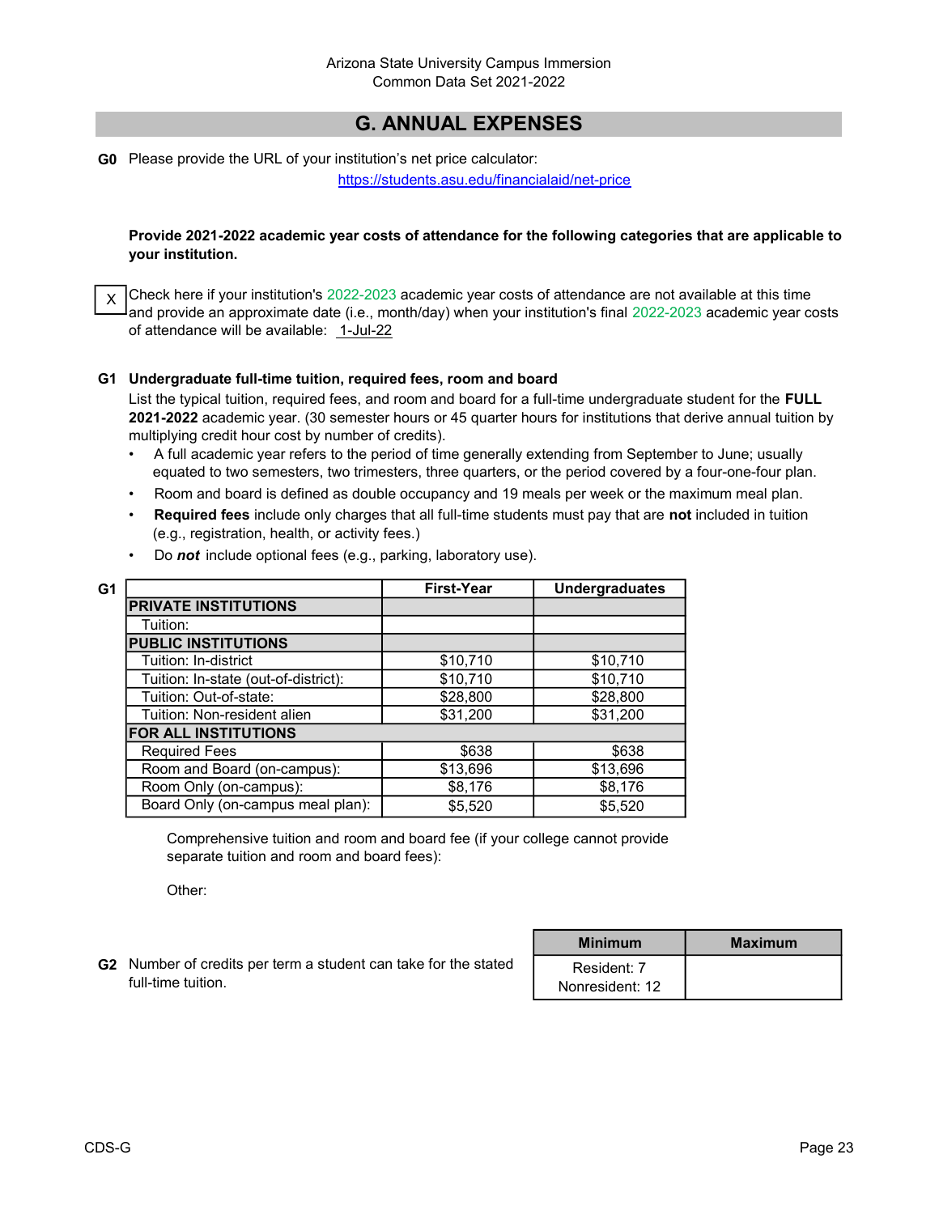## G. ANNUAL EXPENSES

**G0** Please provide the URL of your institution's net price calculator:

https://students.asu.edu/financialaid/net-price

**Provide 2021-2022 academic year costs of attendance for the following categories that are applicable to your institution.**

[X] Check here if your institution's 2022-2023 academic year costs of attendance are not available at this time and provide an approximate date (i.e., month/day) when your institution's final 2022-2023 academic year costs of attendance will be available: 1-Jul-22

**G1 Undergraduate full-time tuition, required fees, room and board**

List the typical tuition, required fees, and room and board for a full-time undergraduate student for the **FULL 2021-2022** academic year. (30 semester hours or 45 quarter hours for institutions that derive annual tuition by multiplying credit hour cost by number of credits).

- A full academic year refers to the period of time generally extending from September to June; usually equated to two semesters, two trimesters, three quarters, or the period covered by a four-one-four plan.
- Room and board is defined as double occupancy and 19 meals per week or the maximum meal plan.
- **Required fees** include only charges that all full-time students must pay that are **not** included in tuition (e.g., registration, health, or activity fees.)
- Do ***not*** include optional fees (e.g., parking, laboratory use).

| G1 | First-Year | Undergraduates |
|---|---|---|
| **PRIVATE INSTITUTIONS** | | |
| Tuition: | | |
| **PUBLIC INSTITUTIONS** | | |
| Tuition: In-district | $10,710 | $10,710 |
| Tuition: In-state (out-of-district): | $10,710 | $10,710 |
| Tuition: Out-of-state: | $28,800 | $28,800 |
| Tuition: Non-resident alien | $31,200 | $31,200 |
| **FOR ALL INSTITUTIONS** | | |
| Required Fees | $638 | $638 |
| Room and Board (on-campus): | $13,696 | $13,696 |
| Room Only (on-campus): | $8,176 | $8,176 |
| Board Only (on-campus meal plan): | $5,520 | $5,520 |

Comprehensive tuition and room and board fee (if your college cannot provide separate tuition and room and board fees):

Other:

| | Minimum | Maximum |
|---|---|---|
| **G2** Number of credits per term a student can take for the stated full-time tuition. | Resident: 7<br>Nonresident: 12 | |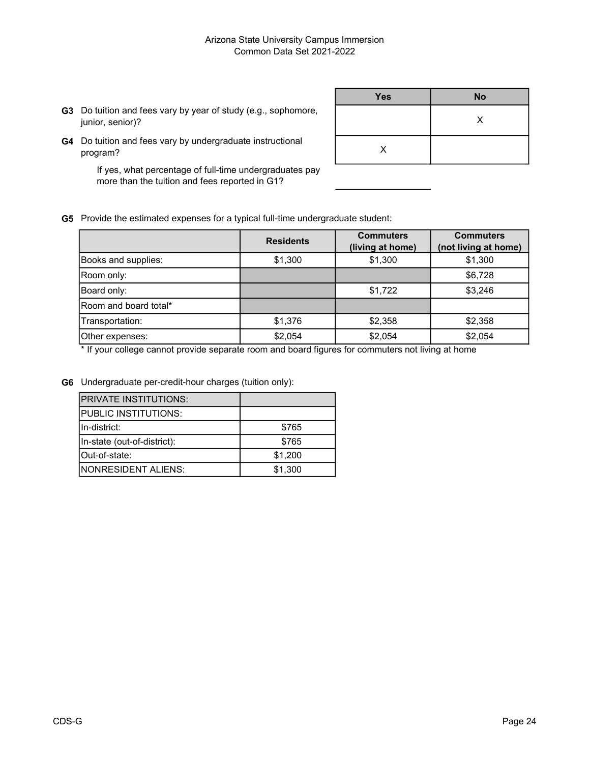| | Yes | No |
|---|---|---|
| **G3** Do tuition and fees vary by year of study (e.g., sophomore, junior, senior)? | | X |
| **G4** Do tuition and fees vary by undergraduate instructional program? | X | |

If yes, what percentage of full-time undergraduates pay more than the tuition and fees reported in G1? ______

**G5** Provide the estimated expenses for a typical full-time undergraduate student:

| | Residents | Commuters (living at home) | Commuters (not living at home) |
|---|---|---|---|
| Books and supplies: | $1,300 | $1,300 | $1,300 |
| Room only: | | | $6,728 |
| Board only: | | $1,722 | $3,246 |
| Room and board total* | | | |
| Transportation: | $1,376 | $2,358 | $2,358 |
| Other expenses: | $2,054 | $2,054 | $2,054 |

\* If your college cannot provide separate room and board figures for commuters not living at home

**G6** Undergraduate per-credit-hour charges (tuition only):

| | |
|---|---|
| PRIVATE INSTITUTIONS: | |
| PUBLIC INSTITUTIONS: | |
| In-district: | $765 |
| In-state (out-of-district): | $765 |
| Out-of-state: | $1,200 |
| NONRESIDENT ALIENS: | $1,300 |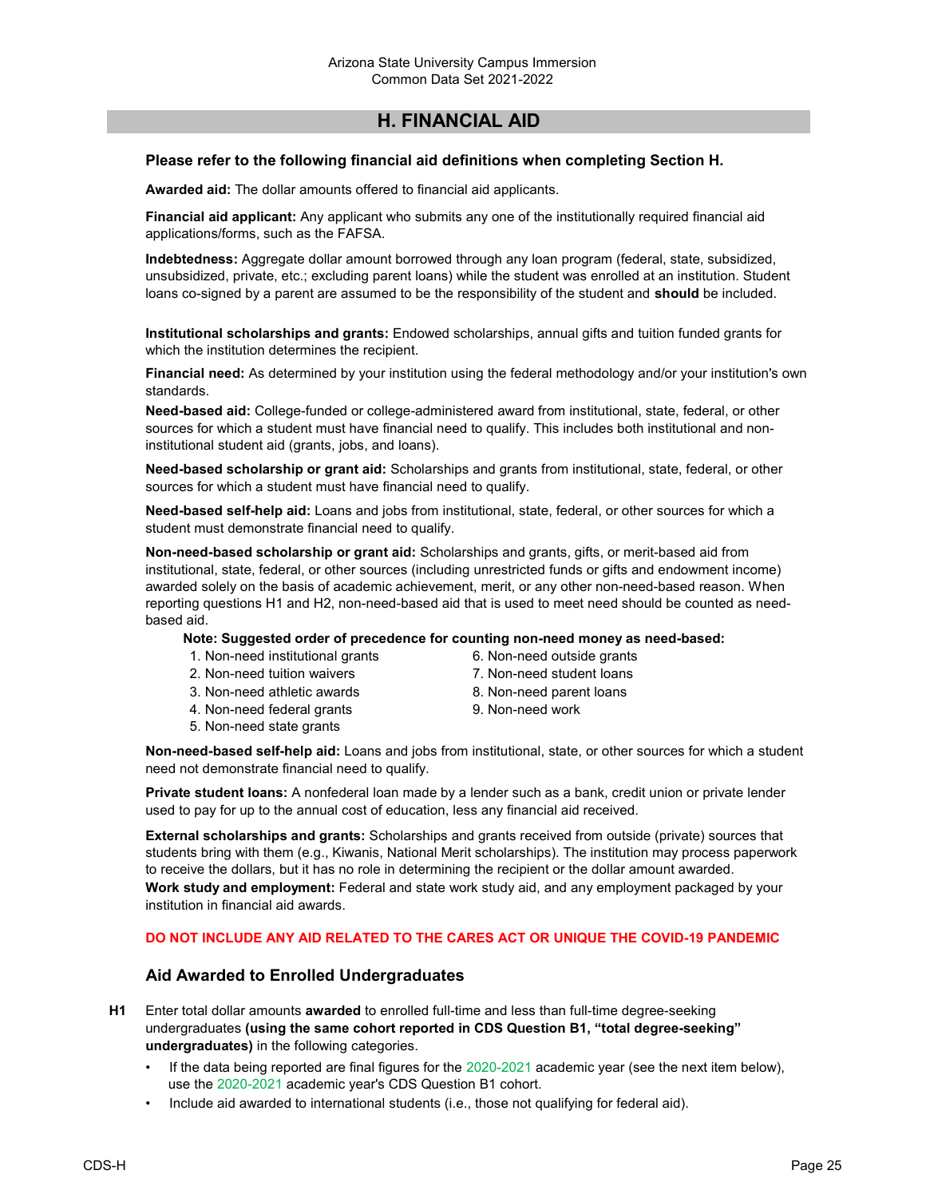## H. FINANCIAL AID

**Please refer to the following financial aid definitions when completing Section H.**

**Awarded aid:** The dollar amounts offered to financial aid applicants.

**Financial aid applicant:** Any applicant who submits any one of the institutionally required financial aid applications/forms, such as the FAFSA.

**Indebtedness:** Aggregate dollar amount borrowed through any loan program (federal, state, subsidized, unsubsidized, private, etc.; excluding parent loans) while the student was enrolled at an institution. Student loans co-signed by a parent are assumed to be the responsibility of the student and **should** be included.

**Institutional scholarships and grants:** Endowed scholarships, annual gifts and tuition funded grants for which the institution determines the recipient.

**Financial need:** As determined by your institution using the federal methodology and/or your institution's own standards.

**Need-based aid:** College-funded or college-administered award from institutional, state, federal, or other sources for which a student must have financial need to qualify. This includes both institutional and non-institutional student aid (grants, jobs, and loans).

**Need-based scholarship or grant aid:** Scholarships and grants from institutional, state, federal, or other sources for which a student must have financial need to qualify.

**Need-based self-help aid:** Loans and jobs from institutional, state, federal, or other sources for which a student must demonstrate financial need to qualify.

**Non-need-based scholarship or grant aid:** Scholarships and grants, gifts, or merit-based aid from institutional, state, federal, or other sources (including unrestricted funds or gifts and endowment income) awarded solely on the basis of academic achievement, merit, or any other non-need-based reason. When reporting questions H1 and H2, non-need-based aid that is used to meet need should be counted as need-based aid.

**Note: Suggested order of precedence for counting non-need money as need-based:**

1. Non-need institutional grants
2. Non-need tuition waivers
3. Non-need athletic awards
4. Non-need federal grants
5. Non-need state grants
6. Non-need outside grants
7. Non-need student loans
8. Non-need parent loans
9. Non-need work

**Non-need-based self-help aid:** Loans and jobs from institutional, state, or other sources for which a student need not demonstrate financial need to qualify.

**Private student loans:** A nonfederal loan made by a lender such as a bank, credit union or private lender used to pay for up to the annual cost of education, less any financial aid received.

**External scholarships and grants:** Scholarships and grants received from outside (private) sources that students bring with them (e.g., Kiwanis, National Merit scholarships). The institution may process paperwork to receive the dollars, but it has no role in determining the recipient or the dollar amount awarded.

**Work study and employment:** Federal and state work study aid, and any employment packaged by your institution in financial aid awards.

**DO NOT INCLUDE ANY AID RELATED TO THE CARES ACT OR UNIQUE THE COVID-19 PANDEMIC**

### Aid Awarded to Enrolled Undergraduates

**H1** Enter total dollar amounts **awarded** to enrolled full-time and less than full-time degree-seeking undergraduates **(using the same cohort reported in CDS Question B1, "total degree-seeking" undergraduates)** in the following categories.

- If the data being reported are final figures for the 2020-2021 academic year (see the next item below), use the 2020-2021 academic year's CDS Question B1 cohort.
- Include aid awarded to international students (i.e., those not qualifying for federal aid).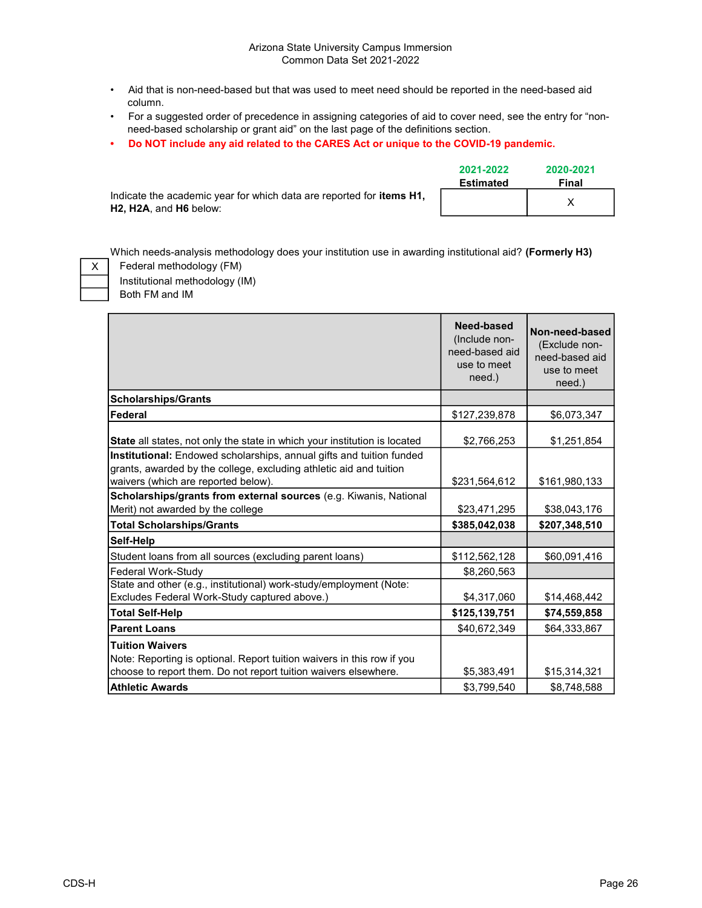- Aid that is non-need-based but that was used to meet need should be reported in the need-based aid column.
- For a suggested order of precedence in assigning categories of aid to cover need, see the entry for "non-need-based scholarship or grant aid" on the last page of the definitions section.
- **Do NOT include any aid related to the CARES Act or unique to the COVID-19 pandemic.**

| | 2021-2022 Estimated | 2020-2021 Final |
|---|---|---|
| Indicate the academic year for which data are reported for **items H1, H2, H2A**, and **H6** below: | | X |

Which needs-analysis methodology does your institution use in awarding institutional aid? **(Formerly H3)**

| | |
|---|---|
| X | Federal methodology (FM) |
| | Institutional methodology (IM) |
| | Both FM and IM |

| | **Need-based** (Include non-need-based aid use to meet need.) | **Non-need-based** (Exclude non-need-based aid use to meet need.) |
|---|---|---|
| **Scholarships/Grants** | | |
| **Federal** | $127,239,878 | $6,073,347 |
| **State** all states, not only the state in which your institution is located | $2,766,253 | $1,251,854 |
| **Institutional:** Endowed scholarships, annual gifts and tuition funded grants, awarded by the college, excluding athletic aid and tuition waivers (which are reported below). | $231,564,612 | $161,980,133 |
| **Scholarships/grants from external sources** (e.g. Kiwanis, National Merit) not awarded by the college | $23,471,295 | $38,043,176 |
| **Total Scholarships/Grants** | **$385,042,038** | **$207,348,510** |
| **Self-Help** | | |
| Student loans from all sources (excluding parent loans) | $112,562,128 | $60,091,416 |
| Federal Work-Study | $8,260,563 | |
| State and other (e.g., institutional) work-study/employment (Note: Excludes Federal Work-Study captured above.) | $4,317,060 | $14,468,442 |
| **Total Self-Help** | **$125,139,751** | **$74,559,858** |
| **Parent Loans** | $40,672,349 | $64,333,867 |
| **Tuition Waivers** Note: Reporting is optional. Report tuition waivers in this row if you choose to report them. Do not report tuition waivers elsewhere. | $5,383,491 | $15,314,321 |
| **Athletic Awards** | $3,799,540 | $8,748,588 |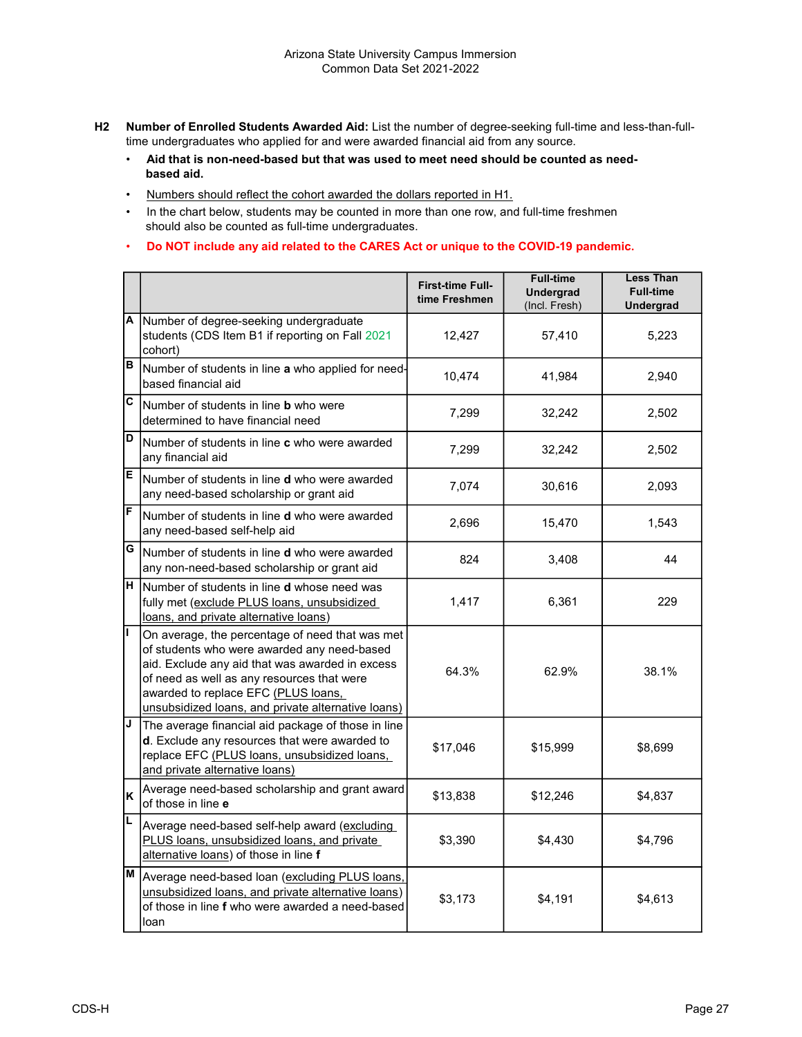Arizona State University Campus Immersion
Common Data Set 2021-2022

**H2** **Number of Enrolled Students Awarded Aid:** List the number of degree-seeking full-time and less-than-full-time undergraduates who applied for and were awarded financial aid from any source.

- **Aid that is non-need-based but that was used to meet need should be counted as need-based aid.**
- Numbers should reflect the cohort awarded the dollars reported in H1.
- In the chart below, students may be counted in more than one row, and full-time freshmen should also be counted as full-time undergraduates.
- **Do NOT include any aid related to the CARES Act or unique to the COVID-19 pandemic.**

| | | First-time Full-time Freshmen | Full-time Undergrad (Incl. Fresh) | Less Than Full-time Undergrad |
|---|---|---|---|---|
| A | Number of degree-seeking undergraduate students (CDS Item B1 if reporting on Fall 2021 cohort) | 12,427 | 57,410 | 5,223 |
| B | Number of students in line **a** who applied for need-based financial aid | 10,474 | 41,984 | 2,940 |
| C | Number of students in line **b** who were determined to have financial need | 7,299 | 32,242 | 2,502 |
| D | Number of students in line **c** who were awarded any financial aid | 7,299 | 32,242 | 2,502 |
| E | Number of students in line **d** who were awarded any need-based scholarship or grant aid | 7,074 | 30,616 | 2,093 |
| F | Number of students in line **d** who were awarded any need-based self-help aid | 2,696 | 15,470 | 1,543 |
| G | Number of students in line **d** who were awarded any non-need-based scholarship or grant aid | 824 | 3,408 | 44 |
| H | Number of students in line **d** whose need was fully met (exclude PLUS loans, unsubsidized loans, and private alternative loans) | 1,417 | 6,361 | 229 |
| I | On average, the percentage of need that was met of students who were awarded any need-based aid. Exclude any aid that was awarded in excess of need as well as any resources that were awarded to replace EFC (PLUS loans, unsubsidized loans, and private alternative loans) | 64.3% | 62.9% | 38.1% |
| J | The average financial aid package of those in line **d**. Exclude any resources that were awarded to replace EFC (PLUS loans, unsubsidized loans, and private alternative loans) | $17,046 | $15,999 | $8,699 |
| K | Average need-based scholarship and grant award of those in line **e** | $13,838 | $12,246 | $4,837 |
| L | Average need-based self-help award (excluding PLUS loans, unsubsidized loans, and private alternative loans) of those in line **f** | $3,390 | $4,430 | $4,796 |
| M | Average need-based loan (excluding PLUS loans, unsubsidized loans, and private alternative loans) of those in line **f** who were awarded a need-based loan | $3,173 | $4,191 | $4,613 |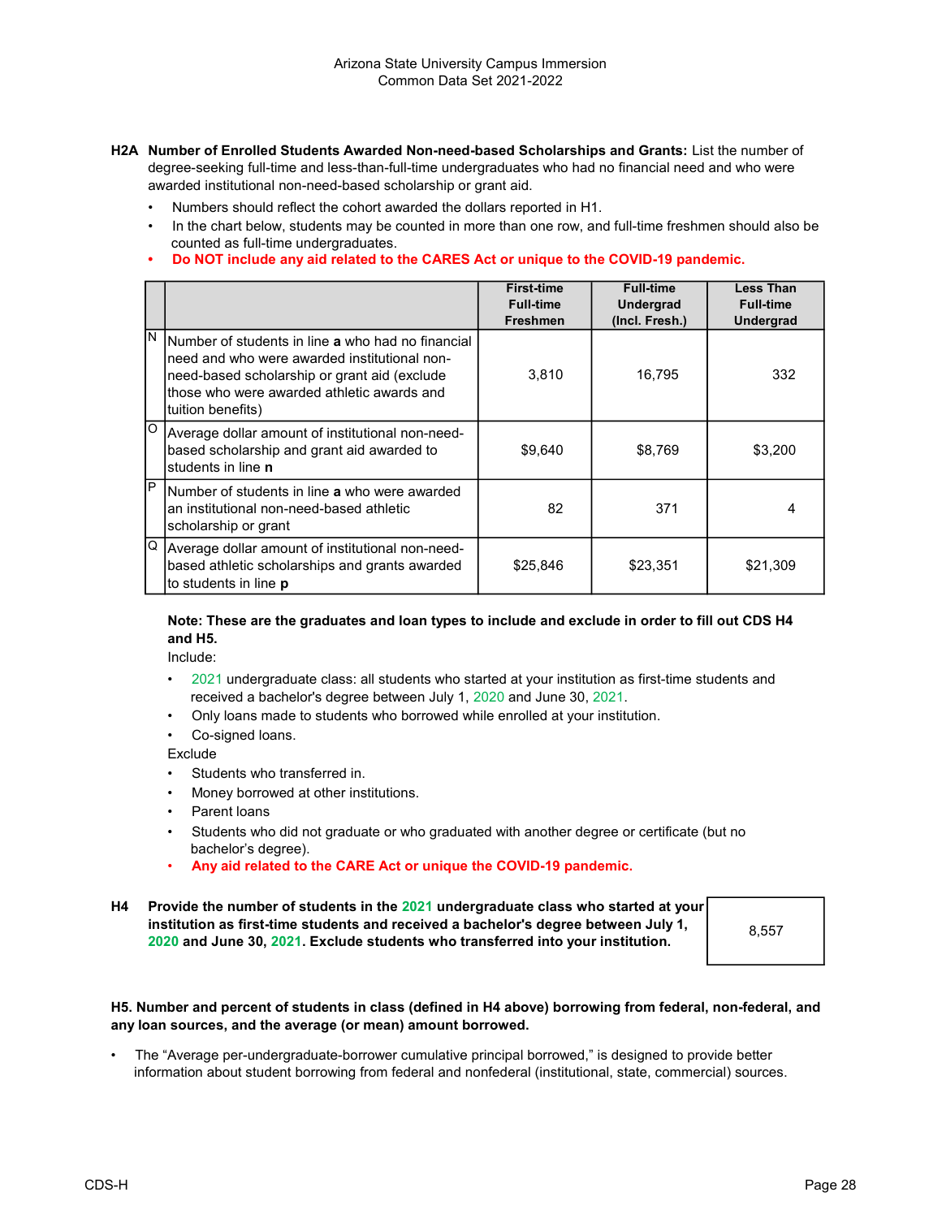**H2A Number of Enrolled Students Awarded Non-need-based Scholarships and Grants:** List the number of degree-seeking full-time and less-than-full-time undergraduates who had no financial need and who were awarded institutional non-need-based scholarship or grant aid.

- Numbers should reflect the cohort awarded the dollars reported in H1.
- In the chart below, students may be counted in more than one row, and full-time freshmen should also be counted as full-time undergraduates.
- **Do NOT include any aid related to the CARES Act or unique to the COVID-19 pandemic.**

| | | First-time Full-time Freshmen | Full-time Undergrad (Incl. Fresh.) | Less Than Full-time Undergrad |
|---|---|---|---|---|
| N | Number of students in line **a** who had no financial need and who were awarded institutional non-need-based scholarship or grant aid (exclude those who were awarded athletic awards and tuition benefits) | 3,810 | 16,795 | 332 |
| O | Average dollar amount of institutional non-need-based scholarship and grant aid awarded to students in line **n** | $9,640 | $8,769 | $3,200 |
| P | Number of students in line **a** who were awarded an institutional non-need-based athletic scholarship or grant | 82 | 371 | 4 |
| Q | Average dollar amount of institutional non-need-based athletic scholarships and grants awarded to students in line **p** | $25,846 | $23,351 | $21,309 |

**Note: These are the graduates and loan types to include and exclude in order to fill out CDS H4 and H5.**

Include:

- 2021 undergraduate class: all students who started at your institution as first-time students and received a bachelor's degree between July 1, 2020 and June 30, 2021.
- Only loans made to students who borrowed while enrolled at your institution.
- Co-signed loans.

Exclude

- Students who transferred in.
- Money borrowed at other institutions.
- Parent loans
- Students who did not graduate or who graduated with another degree or certificate (but no bachelor's degree).
- **Any aid related to the CARE Act or unique the COVID-19 pandemic.**

**H4 Provide the number of students in the 2021 undergraduate class who started at your institution as first-time students and received a bachelor's degree between July 1, 2020 and June 30, 2021. Exclude students who transferred into your institution.**

| 8,557 |
|---|

**H5. Number and percent of students in class (defined in H4 above) borrowing from federal, non-federal, and any loan sources, and the average (or mean) amount borrowed.**

- The "Average per-undergraduate-borrower cumulative principal borrowed," is designed to provide better information about student borrowing from federal and nonfederal (institutional, state, commercial) sources.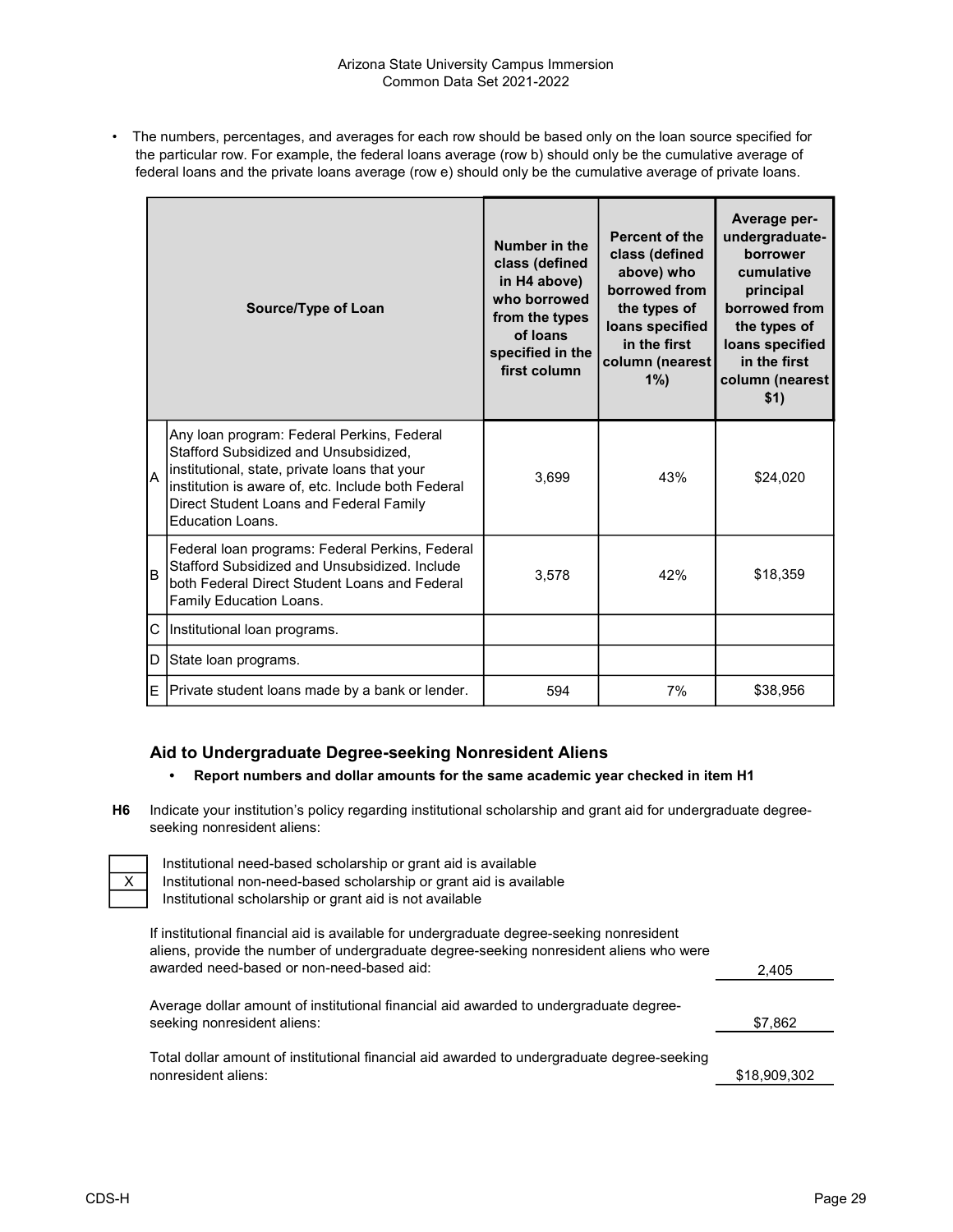- The numbers, percentages, and averages for each row should be based only on the loan source specified for the particular row. For example, the federal loans average (row b) should only be the cumulative average of federal loans and the private loans average (row e) should only be the cumulative average of private loans.

| | Source/Type of Loan | Number in the class (defined in H4 above) who borrowed from the types of loans specified in the first column | Percent of the class (defined above) who borrowed from the types of loans specified in the first column (nearest 1%) | Average per-undergraduate-borrower cumulative principal borrowed from the types of loans specified in the first column (nearest $1) |
|---|---|---|---|---|
| A | Any loan program: Federal Perkins, Federal Stafford Subsidized and Unsubsidized, institutional, state, private loans that your institution is aware of, etc. Include both Federal Direct Student Loans and Federal Family Education Loans. | 3,699 | 43% | $24,020 |
| B | Federal loan programs: Federal Perkins, Federal Stafford Subsidized and Unsubsidized. Include both Federal Direct Student Loans and Federal Family Education Loans. | 3,578 | 42% | $18,359 |
| C | Institutional loan programs. | | | |
| D | State loan programs. | | | |
| E | Private student loans made by a bank or lender. | 594 | 7% | $38,956 |

## Aid to Undergraduate Degree-seeking Nonresident Aliens

- **Report numbers and dollar amounts for the same academic year checked in item H1**

**H6** Indicate your institution's policy regarding institutional scholarship and grant aid for undergraduate degree-seeking nonresident aliens:

| | |
|---|---|
| | Institutional need-based scholarship or grant aid is available |
| X | Institutional non-need-based scholarship or grant aid is available |
| | Institutional scholarship or grant aid is not available |

If institutional financial aid is available for undergraduate degree-seeking nonresident aliens, provide the number of undergraduate degree-seeking nonresident aliens who were awarded need-based or non-need-based aid: 2,405

Average dollar amount of institutional financial aid awarded to undergraduate degree-seeking nonresident aliens: $7,862

Total dollar amount of institutional financial aid awarded to undergraduate degree-seeking nonresident aliens: $18,909,302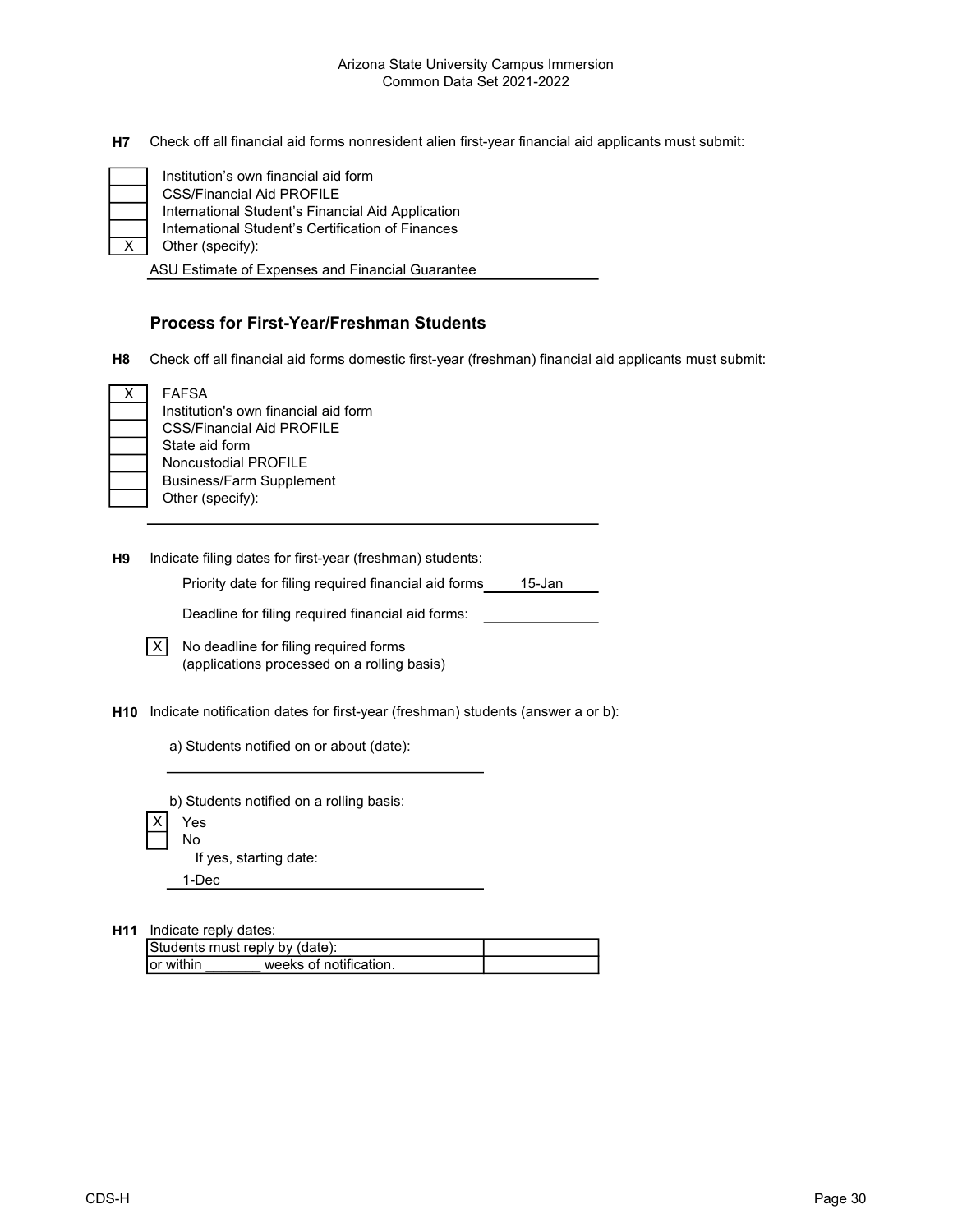**H7** Check off all financial aid forms nonresident alien first-year financial aid applicants must submit:

- [ ] Institution's own financial aid form
- [ ] CSS/Financial Aid PROFILE
- [ ] International Student's Financial Aid Application
- [ ] International Student's Certification of Finances
- [x] Other (specify):

ASU Estimate of Expenses and Financial Guarantee

## Process for First-Year/Freshman Students

**H8** Check off all financial aid forms domestic first-year (freshman) financial aid applicants must submit:

- [x] FAFSA
- [ ] Institution's own financial aid form
- [ ] CSS/Financial Aid PROFILE
- [ ] State aid form
- [ ] Noncustodial PROFILE
- [ ] Business/Farm Supplement
- [ ] Other (specify):

**H9** Indicate filing dates for first-year (freshman) students:

Priority date for filing required financial aid forms: 15-Jan

Deadline for filing required financial aid forms:

- [x] No deadline for filing required forms (applications processed on a rolling basis)

**H10** Indicate notification dates for first-year (freshman) students (answer a or b):

a) Students notified on or about (date):

b) Students notified on a rolling basis:

- [x] Yes
- [ ] No

If yes, starting date:

1-Dec

**H11** Indicate reply dates:

| Students must reply by (date): | |
|---|---|
| or within _______ weeks of notification. | |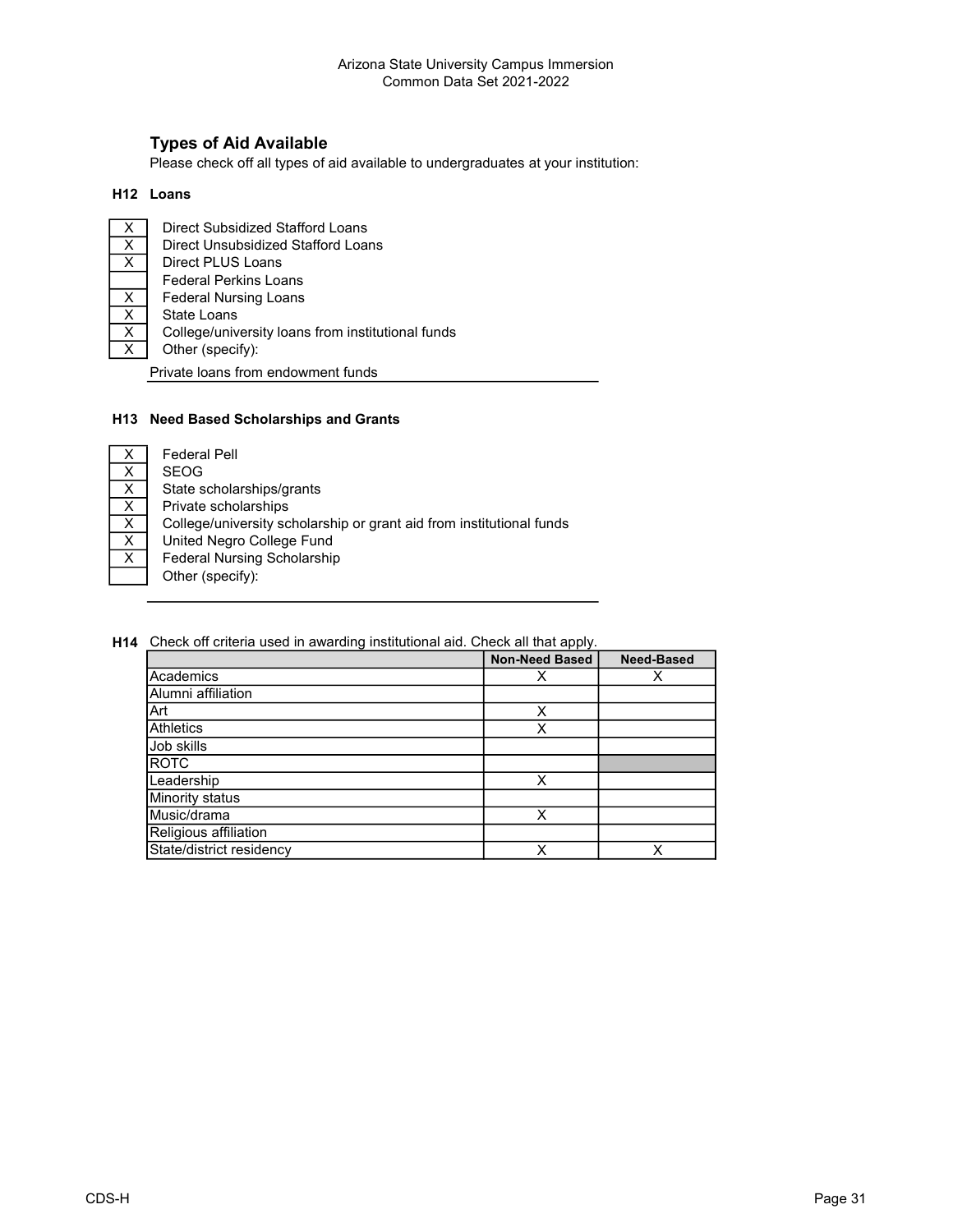## Types of Aid Available

Please check off all types of aid available to undergraduates at your institution:

**H12 Loans**

| | |
|---|---|
| X | Direct Subsidized Stafford Loans |
| X | Direct Unsubsidized Stafford Loans |
| X | Direct PLUS Loans |
| | Federal Perkins Loans |
| X | Federal Nursing Loans |
| X | State Loans |
| X | College/university loans from institutional funds |
| X | Other (specify): |

Private loans from endowment funds

**H13 Need Based Scholarships and Grants**

| | |
|---|---|
| X | Federal Pell |
| X | SEOG |
| X | State scholarships/grants |
| X | Private scholarships |
| X | College/university scholarship or grant aid from institutional funds |
| X | United Negro College Fund |
| X | Federal Nursing Scholarship |
| | Other (specify): |

**H14** Check off criteria used in awarding institutional aid. Check all that apply.

| | Non-Need Based | Need-Based |
|---|---|---|
| Academics | X | X |
| Alumni affiliation | | |
| Art | X | |
| Athletics | X | |
| Job skills | | |
| ROTC | | |
| Leadership | X | |
| Minority status | | |
| Music/drama | X | |
| Religious affiliation | | |
| State/district residency | X | X |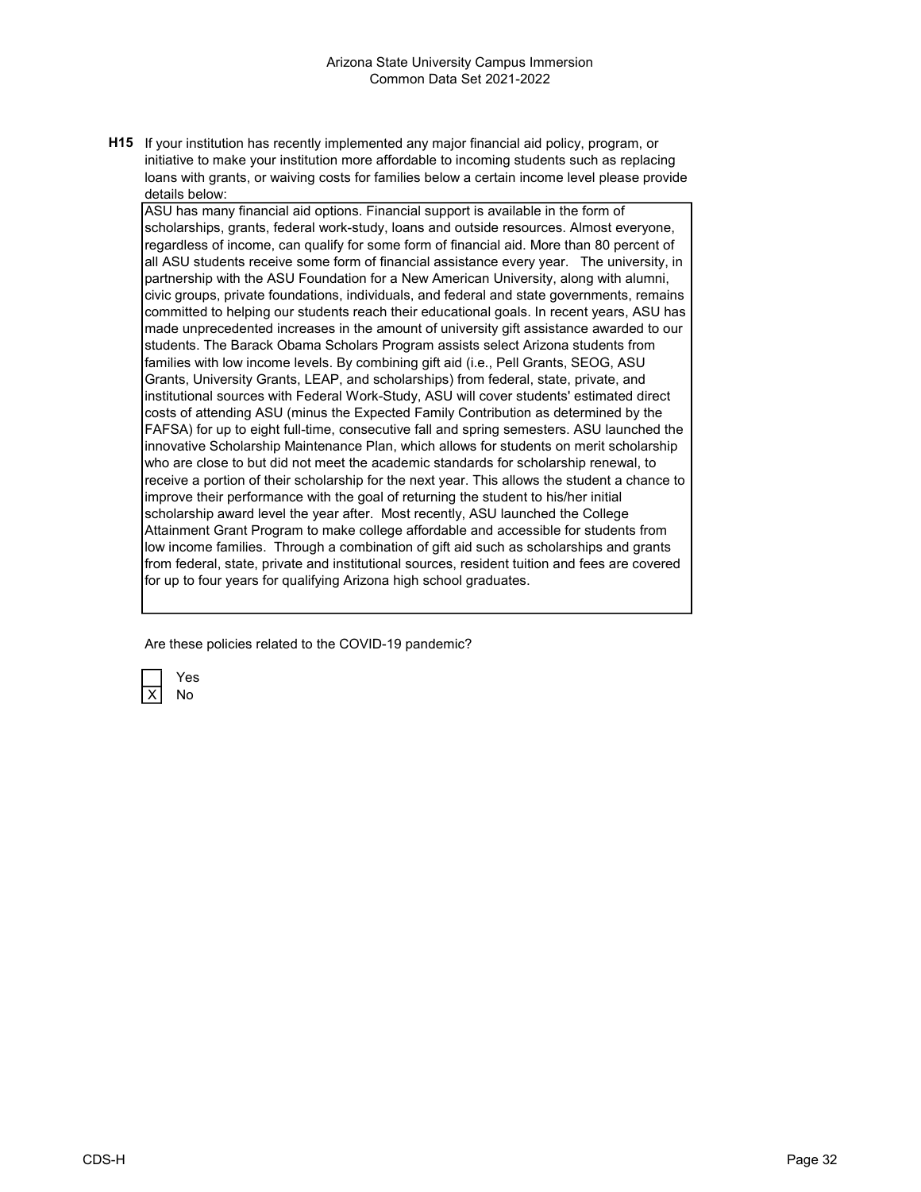**H15** If your institution has recently implemented any major financial aid policy, program, or initiative to make your institution more affordable to incoming students such as replacing loans with grants, or waiving costs for families below a certain income level please provide details below:

ASU has many financial aid options. Financial support is available in the form of scholarships, grants, federal work-study, loans and outside resources. Almost everyone, regardless of income, can qualify for some form of financial aid. More than 80 percent of all ASU students receive some form of financial assistance every year. The university, in partnership with the ASU Foundation for a New American University, along with alumni, civic groups, private foundations, individuals, and federal and state governments, remains committed to helping our students reach their educational goals. In recent years, ASU has made unprecedented increases in the amount of university gift assistance awarded to our students. The Barack Obama Scholars Program assists select Arizona students from families with low income levels. By combining gift aid (i.e., Pell Grants, SEOG, ASU Grants, University Grants, LEAP, and scholarships) from federal, state, private, and institutional sources with Federal Work-Study, ASU will cover students' estimated direct costs of attending ASU (minus the Expected Family Contribution as determined by the FAFSA) for up to eight full-time, consecutive fall and spring semesters. ASU launched the innovative Scholarship Maintenance Plan, which allows for students on merit scholarship who are close to but did not meet the academic standards for scholarship renewal, to receive a portion of their scholarship for the next year. This allows the student a chance to improve their performance with the goal of returning the student to his/her initial scholarship award level the year after. Most recently, ASU launched the College Attainment Grant Program to make college affordable and accessible for students from low income families. Through a combination of gift aid such as scholarships and grants from federal, state, private and institutional sources, resident tuition and fees are covered for up to four years for qualifying Arizona high school graduates.

Are these policies related to the COVID-19 pandemic?

| | |
|---|---|
| | Yes |
| X | No |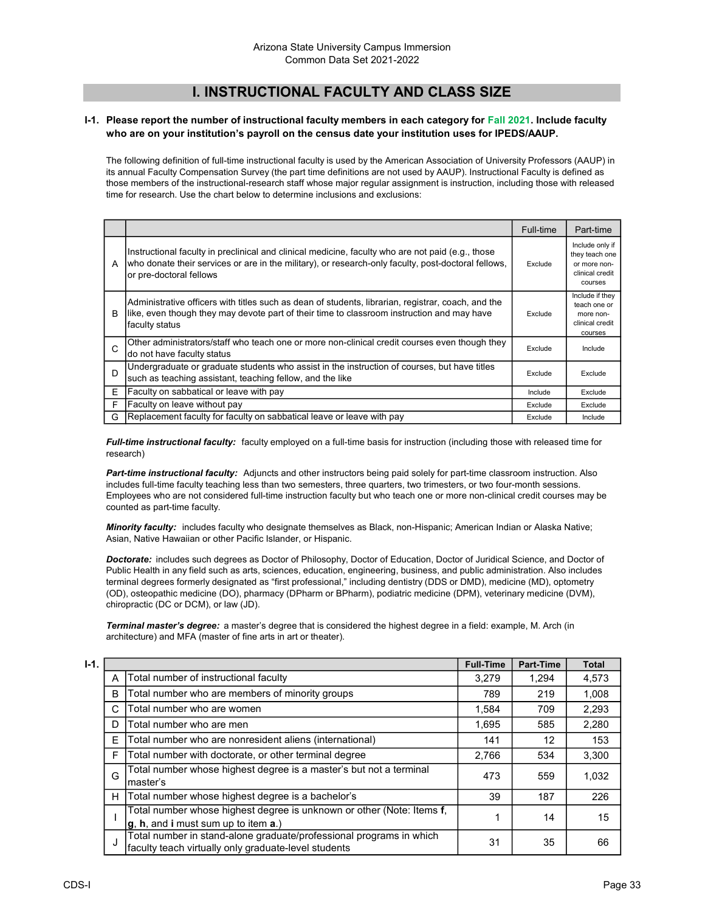Arizona State University Campus Immersion
Common Data Set 2021-2022

# I. INSTRUCTIONAL FACULTY AND CLASS SIZE

**I-1. Please report the number of instructional faculty members in each category for Fall 2021. Include faculty who are on your institution's payroll on the census date your institution uses for IPEDS/AAUP.**

The following definition of full-time instructional faculty is used by the American Association of University Professors (AAUP) in its annual Faculty Compensation Survey (the part time definitions are not used by AAUP). Instructional Faculty is defined as those members of the instructional-research staff whose major regular assignment is instruction, including those with released time for research. Use the chart below to determine inclusions and exclusions:

| | | Full-time | Part-time |
|---|---|---|---|
| A | Instructional faculty in preclinical and clinical medicine, faculty who are not paid (e.g., those who donate their services or are in the military), or research-only faculty, post-doctoral fellows, or pre-doctoral fellows | Exclude | Include only if they teach one or more non-clinical credit courses |
| B | Administrative officers with titles such as dean of students, librarian, registrar, coach, and the like, even though they may devote part of their time to classroom instruction and may have faculty status | Exclude | Include if they teach one or more non-clinical credit courses |
| C | Other administrators/staff who teach one or more non-clinical credit courses even though they do not have faculty status | Exclude | Include |
| D | Undergraduate or graduate students who assist in the instruction of courses, but have titles such as teaching assistant, teaching fellow, and the like | Exclude | Exclude |
| E | Faculty on sabbatical or leave with pay | Include | Exclude |
| F | Faculty on leave without pay | Exclude | Exclude |
| G | Replacement faculty for faculty on sabbatical leave or leave with pay | Exclude | Include |

***Full-time instructional faculty:*** faculty employed on a full-time basis for instruction (including those with released time for research)

***Part-time instructional faculty:*** Adjuncts and other instructors being paid solely for part-time classroom instruction. Also includes full-time faculty teaching less than two semesters, three quarters, two trimesters, or two four-month sessions. Employees who are not considered full-time instruction faculty but who teach one or more non-clinical credit courses may be counted as part-time faculty.

***Minority faculty:*** includes faculty who designate themselves as Black, non-Hispanic; American Indian or Alaska Native; Asian, Native Hawaiian or other Pacific Islander, or Hispanic.

***Doctorate:*** includes such degrees as Doctor of Philosophy, Doctor of Education, Doctor of Juridical Science, and Doctor of Public Health in any field such as arts, sciences, education, engineering, business, and public administration. Also includes terminal degrees formerly designated as "first professional," including dentistry (DDS or DMD), medicine (MD), optometry (OD), osteopathic medicine (DO), pharmacy (DPharm or BPharm), podiatric medicine (DPM), veterinary medicine (DVM), chiropractic (DC or DCM), or law (JD).

***Terminal master's degree:*** a master's degree that is considered the highest degree in a field: example, M. Arch (in architecture) and MFA (master of fine arts in art or theater).

**I-1.**

| | | Full-Time | Part-Time | Total |
|---|---|---|---|---|
| A | Total number of instructional faculty | 3,279 | 1,294 | 4,573 |
| B | Total number who are members of minority groups | 789 | 219 | 1,008 |
| C | Total number who are women | 1,584 | 709 | 2,293 |
| D | Total number who are men | 1,695 | 585 | 2,280 |
| E | Total number who are nonresident aliens (international) | 141 | 12 | 153 |
| F | Total number with doctorate, or other terminal degree | 2,766 | 534 | 3,300 |
| G | Total number whose highest degree is a master's but not a terminal master's | 473 | 559 | 1,032 |
| H | Total number whose highest degree is a bachelor's | 39 | 187 | 226 |
| I | Total number whose highest degree is unknown or other (Note: Items **f**, **g**, **h**, and **i** must sum up to item **a**.) | 1 | 14 | 15 |
| J | Total number in stand-alone graduate/professional programs in which faculty teach virtually only graduate-level students | 31 | 35 | 66 |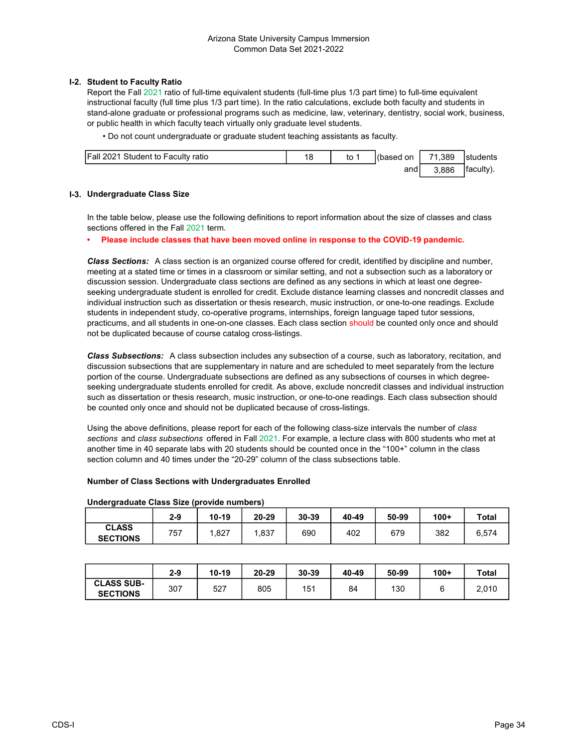## I-2. Student to Faculty Ratio

Report the Fall 2021 ratio of full-time equivalent students (full-time plus 1/3 part time) to full-time equivalent instructional faculty (full time plus 1/3 part time). In the ratio calculations, exclude both faculty and students in stand-alone graduate or professional programs such as medicine, law, veterinary, dentistry, social work, business, or public health in which faculty teach virtually only graduate level students.

- Do not count undergraduate or graduate student teaching assistants as faculty.

| Fall 2021 Student to Faculty ratio | 18 | to 1 | (based on | 71,389 | students |
|---|---|---|---|---|---|
| | | | and | 3,886 | faculty). |

## I-3. Undergraduate Class Size

In the table below, please use the following definitions to report information about the size of classes and class sections offered in the Fall 2021 term.

- **Please include classes that have been moved online in response to the COVID-19 pandemic.**

***Class Sections:*** A class section is an organized course offered for credit, identified by discipline and number, meeting at a stated time or times in a classroom or similar setting, and not a subsection such as a laboratory or discussion session. Undergraduate class sections are defined as any sections in which at least one degree-seeking undergraduate student is enrolled for credit. Exclude distance learning classes and noncredit classes and individual instruction such as dissertation or thesis research, music instruction, or one-to-one readings. Exclude students in independent study, co-operative programs, internships, foreign language taped tutor sessions, practicums, and all students in one-on-one classes. Each class section should be counted only once and should not be duplicated because of course catalog cross-listings.

***Class Subsections:*** A class subsection includes any subsection of a course, such as laboratory, recitation, and discussion subsections that are supplementary in nature and are scheduled to meet separately from the lecture portion of the course. Undergraduate subsections are defined as any subsections of courses in which degree-seeking undergraduate students enrolled for credit. As above, exclude noncredit classes and individual instruction such as dissertation or thesis research, music instruction, or one-to-one readings. Each class subsection should be counted only once and should not be duplicated because of cross-listings.

Using the above definitions, please report for each of the following class-size intervals the number of *class sections* and *class subsections* offered in Fall 2021. For example, a lecture class with 800 students who met at another time in 40 separate labs with 20 students should be counted once in the "100+" column in the class section column and 40 times under the "20-29" column of the class subsections table.

**Number of Class Sections with Undergraduates Enrolled**

**Undergraduate Class Size (provide numbers)**

| | 2-9 | 10-19 | 20-29 | 30-39 | 40-49 | 50-99 | 100+ | Total |
|---|---|---|---|---|---|---|---|---|
| **CLASS SECTIONS** | 757 | 1,827 | 1,837 | 690 | 402 | 679 | 382 | 6,574 |

| | 2-9 | 10-19 | 20-29 | 30-39 | 40-49 | 50-99 | 100+ | Total |
|---|---|---|---|---|---|---|---|---|
| **CLASS SUB-SECTIONS** | 307 | 527 | 805 | 151 | 84 | 130 | 6 | 2,010 |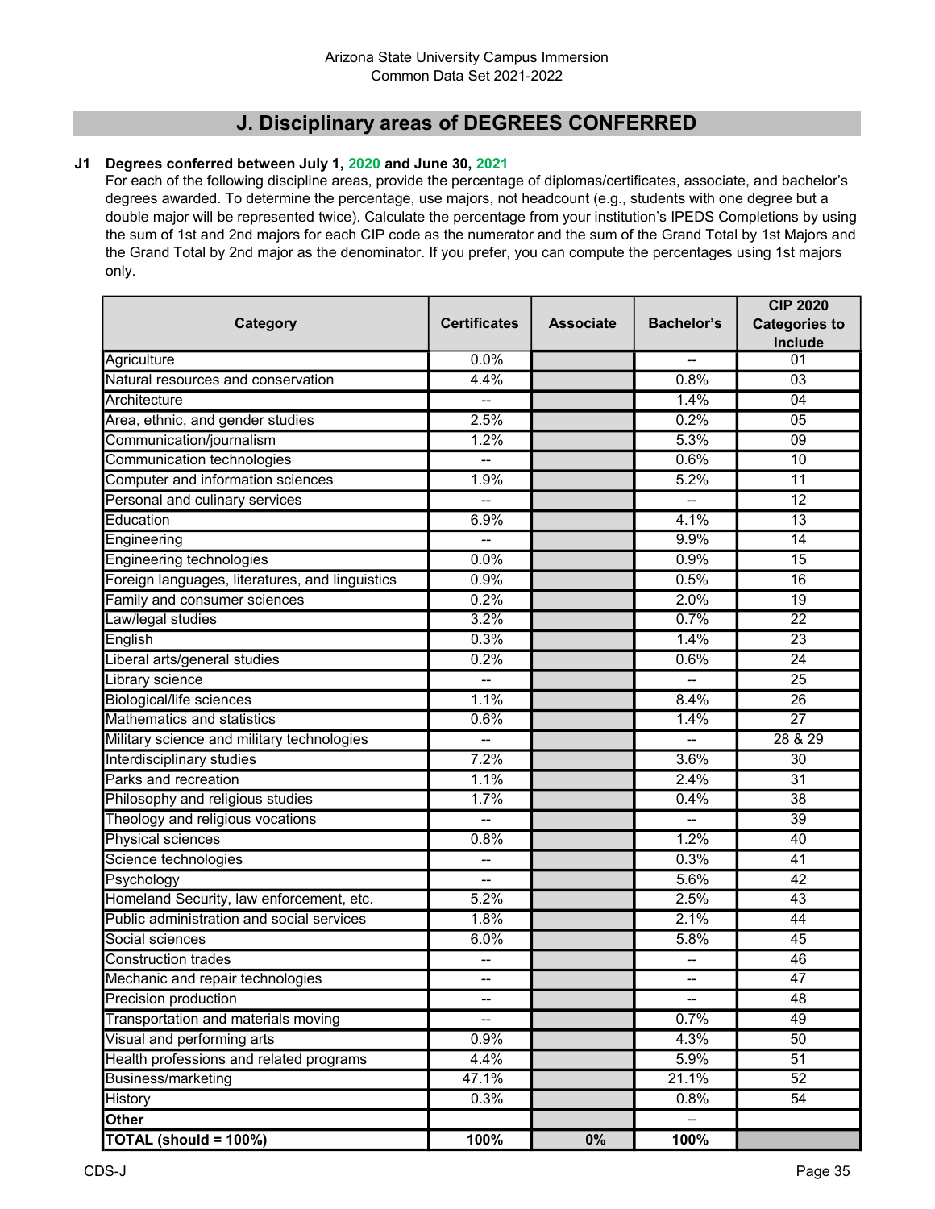Arizona State University Campus Immersion
Common Data Set 2021-2022

## J. Disciplinary areas of DEGREES CONFERRED

**J1 Degrees conferred between July 1, 2020 and June 30, 2021**

For each of the following discipline areas, provide the percentage of diplomas/certificates, associate, and bachelor's degrees awarded. To determine the percentage, use majors, not headcount (e.g., students with one degree but a double major will be represented twice). Calculate the percentage from your institution's IPEDS Completions by using the sum of 1st and 2nd majors for each CIP code as the numerator and the sum of the Grand Total by 1st Majors and the Grand Total by 2nd major as the denominator. If you prefer, you can compute the percentages using 1st majors only.

| Category | Certificates | Associate | Bachelor's | CIP 2020 Categories to Include |
|---|---|---|---|---|
| Agriculture | 0.0% | | -- | 01 |
| Natural resources and conservation | 4.4% | | 0.8% | 03 |
| Architecture | -- | | 1.4% | 04 |
| Area, ethnic, and gender studies | 2.5% | | 0.2% | 05 |
| Communication/journalism | 1.2% | | 5.3% | 09 |
| Communication technologies | -- | | 0.6% | 10 |
| Computer and information sciences | 1.9% | | 5.2% | 11 |
| Personal and culinary services | -- | | -- | 12 |
| Education | 6.9% | | 4.1% | 13 |
| Engineering | -- | | 9.9% | 14 |
| Engineering technologies | 0.0% | | 0.9% | 15 |
| Foreign languages, literatures, and linguistics | 0.9% | | 0.5% | 16 |
| Family and consumer sciences | 0.2% | | 2.0% | 19 |
| Law/legal studies | 3.2% | | 0.7% | 22 |
| English | 0.3% | | 1.4% | 23 |
| Liberal arts/general studies | 0.2% | | 0.6% | 24 |
| Library science | -- | | -- | 25 |
| Biological/life sciences | 1.1% | | 8.4% | 26 |
| Mathematics and statistics | 0.6% | | 1.4% | 27 |
| Military science and military technologies | -- | | -- | 28 & 29 |
| Interdisciplinary studies | 7.2% | | 3.6% | 30 |
| Parks and recreation | 1.1% | | 2.4% | 31 |
| Philosophy and religious studies | 1.7% | | 0.4% | 38 |
| Theology and religious vocations | -- | | -- | 39 |
| Physical sciences | 0.8% | | 1.2% | 40 |
| Science technologies | -- | | 0.3% | 41 |
| Psychology | -- | | 5.6% | 42 |
| Homeland Security, law enforcement, etc. | 5.2% | | 2.5% | 43 |
| Public administration and social services | 1.8% | | 2.1% | 44 |
| Social sciences | 6.0% | | 5.8% | 45 |
| Construction trades | -- | | -- | 46 |
| Mechanic and repair technologies | -- | | -- | 47 |
| Precision production | -- | | -- | 48 |
| Transportation and materials moving | -- | | 0.7% | 49 |
| Visual and performing arts | 0.9% | | 4.3% | 50 |
| Health professions and related programs | 4.4% | | 5.9% | 51 |
| Business/marketing | 47.1% | | 21.1% | 52 |
| History | 0.3% | | 0.8% | 54 |
| **Other** | | | -- | |
| **TOTAL (should = 100%)** | **100%** | **0%** | **100%** | |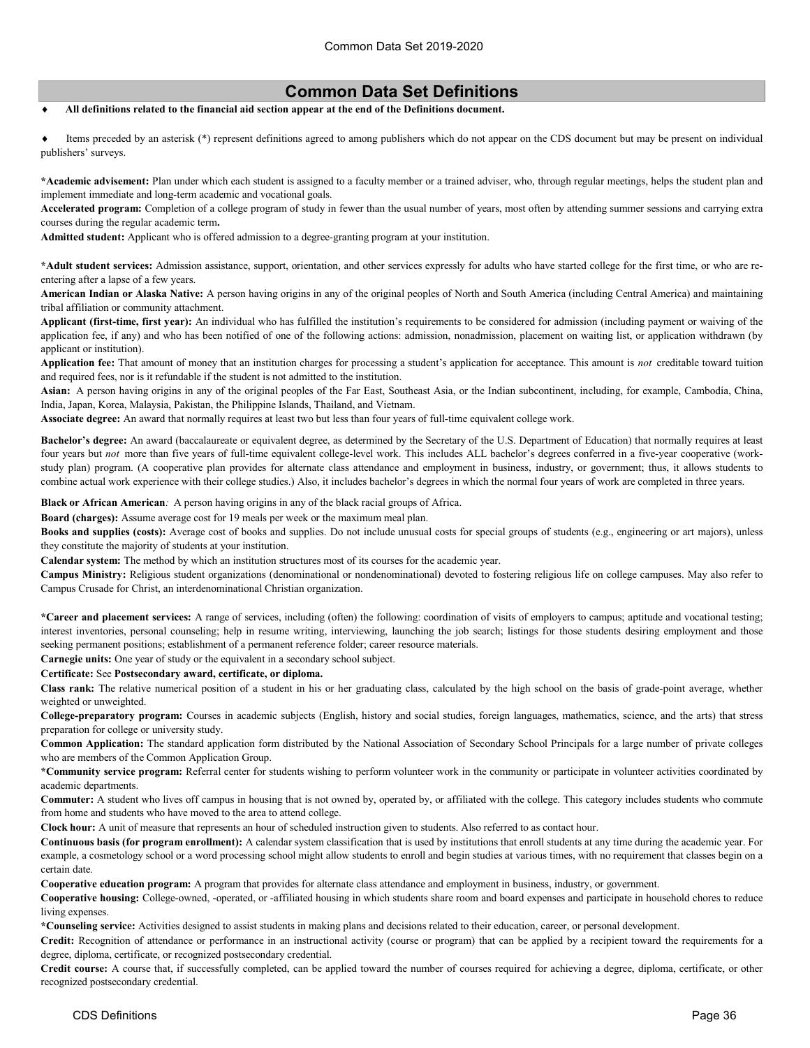# Common Data Set Definitions

- **All definitions related to the financial aid section appear at the end of the Definitions document.**

- Items preceded by an asterisk (*) represent definitions agreed to among publishers which do not appear on the CDS document but may be present on individual publishers' surveys.

**\*Academic advisement:** Plan under which each student is assigned to a faculty member or a trained adviser, who, through regular meetings, helps the student plan and implement immediate and long-term academic and vocational goals.

**Accelerated program:** Completion of a college program of study in fewer than the usual number of years, most often by attending summer sessions and carrying extra courses during the regular academic term**.**

**Admitted student:** Applicant who is offered admission to a degree-granting program at your institution.

**\*Adult student services:** Admission assistance, support, orientation, and other services expressly for adults who have started college for the first time, or who are re-entering after a lapse of a few years.

**American Indian or Alaska Native:** A person having origins in any of the original peoples of North and South America (including Central America) and maintaining tribal affiliation or community attachment.

**Applicant (first-time, first year):** An individual who has fulfilled the institution's requirements to be considered for admission (including payment or waiving of the application fee, if any) and who has been notified of one of the following actions: admission, nonadmission, placement on waiting list, or application withdrawn (by applicant or institution).

**Application fee:** That amount of money that an institution charges for processing a student's application for acceptance. This amount is *not* creditable toward tuition and required fees, nor is it refundable if the student is not admitted to the institution.

**Asian:** A person having origins in any of the original peoples of the Far East, Southeast Asia, or the Indian subcontinent, including, for example, Cambodia, China, India, Japan, Korea, Malaysia, Pakistan, the Philippine Islands, Thailand, and Vietnam.

**Associate degree:** An award that normally requires at least two but less than four years of full-time equivalent college work.

**Bachelor's degree:** An award (baccalaureate or equivalent degree, as determined by the Secretary of the U.S. Department of Education) that normally requires at least four years but *not* more than five years of full-time equivalent college-level work. This includes ALL bachelor's degrees conferred in a five-year cooperative (work-study plan) program. (A cooperative plan provides for alternate class attendance and employment in business, industry, or government; thus, it allows students to combine actual work experience with their college studies.) Also, it includes bachelor's degrees in which the normal four years of work are completed in three years.

**Black or African American***:* A person having origins in any of the black racial groups of Africa.

**Board (charges):** Assume average cost for 19 meals per week or the maximum meal plan.

**Books and supplies (costs):** Average cost of books and supplies. Do not include unusual costs for special groups of students (e.g., engineering or art majors), unless they constitute the majority of students at your institution.

**Calendar system:** The method by which an institution structures most of its courses for the academic year.

**Campus Ministry:** Religious student organizations (denominational or nondenominational) devoted to fostering religious life on college campuses. May also refer to Campus Crusade for Christ, an interdenominational Christian organization.

**\*Career and placement services:** A range of services, including (often) the following: coordination of visits of employers to campus; aptitude and vocational testing; interest inventories, personal counseling; help in resume writing, interviewing, launching the job search; listings for those students desiring employment and those seeking permanent positions; establishment of a permanent reference folder; career resource materials.

**Carnegie units:** One year of study or the equivalent in a secondary school subject.

**Certificate:** See **Postsecondary award, certificate, or diploma.**

**Class rank:** The relative numerical position of a student in his or her graduating class, calculated by the high school on the basis of grade-point average, whether weighted or unweighted.

**College-preparatory program:** Courses in academic subjects (English, history and social studies, foreign languages, mathematics, science, and the arts) that stress preparation for college or university study.

**Common Application:** The standard application form distributed by the National Association of Secondary School Principals for a large number of private colleges who are members of the Common Application Group.

**\*Community service program:** Referral center for students wishing to perform volunteer work in the community or participate in volunteer activities coordinated by academic departments.

**Commuter:** A student who lives off campus in housing that is not owned by, operated by, or affiliated with the college. This category includes students who commute from home and students who have moved to the area to attend college.

**Clock hour:** A unit of measure that represents an hour of scheduled instruction given to students. Also referred to as contact hour.

**Continuous basis (for program enrollment):** A calendar system classification that is used by institutions that enroll students at any time during the academic year. For example, a cosmetology school or a word processing school might allow students to enroll and begin studies at various times, with no requirement that classes begin on a certain date.

**Cooperative education program:** A program that provides for alternate class attendance and employment in business, industry, or government.

**Cooperative housing:** College-owned, -operated, or -affiliated housing in which students share room and board expenses and participate in household chores to reduce living expenses.

**\*Counseling service:** Activities designed to assist students in making plans and decisions related to their education, career, or personal development.

**Credit:** Recognition of attendance or performance in an instructional activity (course or program) that can be applied by a recipient toward the requirements for a degree, diploma, certificate, or recognized postsecondary credential.

**Credit course:** A course that, if successfully completed, can be applied toward the number of courses required for achieving a degree, diploma, certificate, or other recognized postsecondary credential.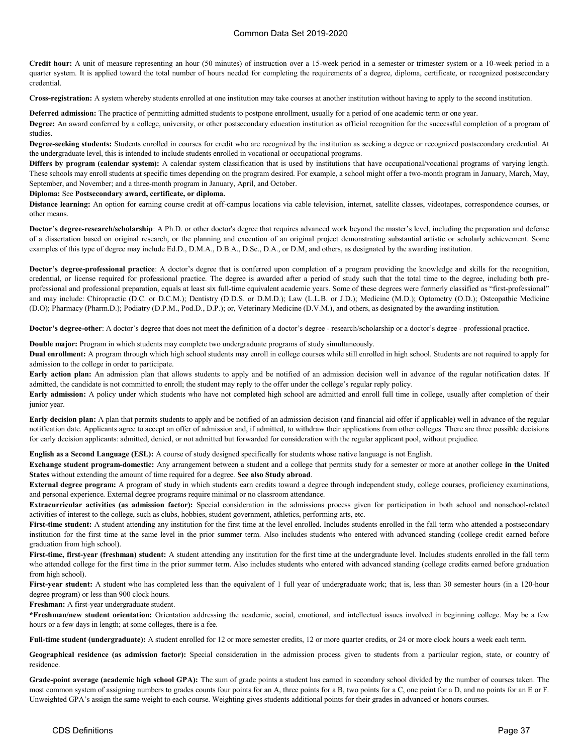**Credit hour:** A unit of measure representing an hour (50 minutes) of instruction over a 15-week period in a semester or trimester system or a 10-week period in a quarter system. It is applied toward the total number of hours needed for completing the requirements of a degree, diploma, certificate, or recognized postsecondary credential.

**Cross-registration:** A system whereby students enrolled at one institution may take courses at another institution without having to apply to the second institution.

**Deferred admission:** The practice of permitting admitted students to postpone enrollment, usually for a period of one academic term or one year.

**Degree:** An award conferred by a college, university, or other postsecondary education institution as official recognition for the successful completion of a program of studies.

**Degree-seeking students:** Students enrolled in courses for credit who are recognized by the institution as seeking a degree or recognized postsecondary credential. At the undergraduate level, this is intended to include students enrolled in vocational or occupational programs.

**Differs by program (calendar system):** A calendar system classification that is used by institutions that have occupational/vocational programs of varying length. These schools may enroll students at specific times depending on the program desired. For example, a school might offer a two-month program in January, March, May, September, and November; and a three-month program in January, April, and October.

**Diploma:** See **Postsecondary award, certificate, or diploma.**

**Distance learning:** An option for earning course credit at off-campus locations via cable television, internet, satellite classes, videotapes, correspondence courses, or other means.

**Doctor's degree-research/scholarship**: A Ph.D. or other doctor's degree that requires advanced work beyond the master's level, including the preparation and defense of a dissertation based on original research, or the planning and execution of an original project demonstrating substantial artistic or scholarly achievement. Some examples of this type of degree may include Ed.D., D.M.A., D.B.A., D.Sc., D.A., or D.M, and others, as designated by the awarding institution.

**Doctor's degree-professional practice**: A doctor's degree that is conferred upon completion of a program providing the knowledge and skills for the recognition, credential, or license required for professional practice. The degree is awarded after a period of study such that the total time to the degree, including both pre-professional and professional preparation, equals at least six full-time equivalent academic years. Some of these degrees were formerly classified as "first-professional" and may include: Chiropractic (D.C. or D.C.M.); Dentistry (D.D.S. or D.M.D.); Law (L.L.B. or J.D.); Medicine (M.D.); Optometry (O.D.); Osteopathic Medicine (D.O); Pharmacy (Pharm.D.); Podiatry (D.P.M., Pod.D., D.P.); or, Veterinary Medicine (D.V.M.), and others, as designated by the awarding institution.

**Doctor's degree-other**: A doctor's degree that does not meet the definition of a doctor's degree - research/scholarship or a doctor's degree - professional practice.

**Double major:** Program in which students may complete two undergraduate programs of study simultaneously.

**Dual enrollment:** A program through which high school students may enroll in college courses while still enrolled in high school. Students are not required to apply for admission to the college in order to participate.

**Early action plan:** An admission plan that allows students to apply and be notified of an admission decision well in advance of the regular notification dates. If admitted, the candidate is not committed to enroll; the student may reply to the offer under the college's regular reply policy.

**Early admission:** A policy under which students who have not completed high school are admitted and enroll full time in college, usually after completion of their junior year.

**Early decision plan:** A plan that permits students to apply and be notified of an admission decision (and financial aid offer if applicable) well in advance of the regular notification date. Applicants agree to accept an offer of admission and, if admitted, to withdraw their applications from other colleges. There are three possible decisions for early decision applicants: admitted, denied, or not admitted but forwarded for consideration with the regular applicant pool, without prejudice.

**English as a Second Language (ESL):** A course of study designed specifically for students whose native language is not English.

**Exchange student program-domestic:** Any arrangement between a student and a college that permits study for a semester or more at another college **in the United States** without extending the amount of time required for a degree. **See also Study abroad**.

**External degree program:** A program of study in which students earn credits toward a degree through independent study, college courses, proficiency examinations, and personal experience. External degree programs require minimal or no classroom attendance.

**Extracurricular activities (as admission factor):** Special consideration in the admissions process given for participation in both school and nonschool-related activities of interest to the college, such as clubs, hobbies, student government, athletics, performing arts, etc.

**First-time student:** A student attending any institution for the first time at the level enrolled. Includes students enrolled in the fall term who attended a postsecondary institution for the first time at the same level in the prior summer term. Also includes students who entered with advanced standing (college credit earned before graduation from high school).

**First-time, first-year (freshman) student:** A student attending any institution for the first time at the undergraduate level. Includes students enrolled in the fall term who attended college for the first time in the prior summer term. Also includes students who entered with advanced standing (college credits earned before graduation from high school).

**First-year student:** A student who has completed less than the equivalent of 1 full year of undergraduate work; that is, less than 30 semester hours (in a 120-hour degree program) or less than 900 clock hours.

**Freshman:** A first-year undergraduate student.

**\*Freshman/new student orientation:** Orientation addressing the academic, social, emotional, and intellectual issues involved in beginning college. May be a few hours or a few days in length; at some colleges, there is a fee.

**Full-time student (undergraduate):** A student enrolled for 12 or more semester credits, 12 or more quarter credits, or 24 or more clock hours a week each term.

**Geographical residence (as admission factor):** Special consideration in the admission process given to students from a particular region, state, or country of residence.

**Grade-point average (academic high school GPA):** The sum of grade points a student has earned in secondary school divided by the number of courses taken. The most common system of assigning numbers to grades counts four points for an A, three points for a B, two points for a C, one point for a D, and no points for an E or F. Unweighted GPA's assign the same weight to each course. Weighting gives students additional points for their grades in advanced or honors courses.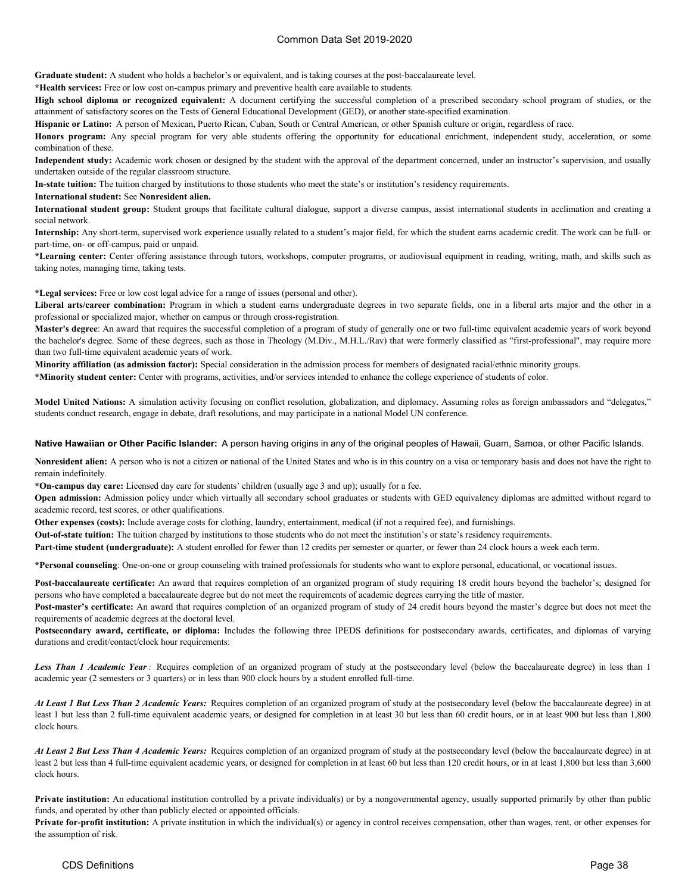**Graduate student:** A student who holds a bachelor's or equivalent, and is taking courses at the post-baccalaureate level.

***Health services:** Free or low cost on-campus primary and preventive health care available to students.

**High school diploma or recognized equivalent:** A document certifying the successful completion of a prescribed secondary school program of studies, or the attainment of satisfactory scores on the Tests of General Educational Development (GED), or another state-specified examination.

**Hispanic or Latino:** A person of Mexican, Puerto Rican, Cuban, South or Central American, or other Spanish culture or origin, regardless of race.

**Honors program:** Any special program for very able students offering the opportunity for educational enrichment, independent study, acceleration, or some combination of these.

**Independent study:** Academic work chosen or designed by the student with the approval of the department concerned, under an instructor's supervision, and usually undertaken outside of the regular classroom structure.

**In-state tuition:** The tuition charged by institutions to those students who meet the state's or institution's residency requirements.

**International student:** See **Nonresident alien.**

**International student group:** Student groups that facilitate cultural dialogue, support a diverse campus, assist international students in acclimation and creating a social network.

**Internship:** Any short-term, supervised work experience usually related to a student's major field, for which the student earns academic credit. The work can be full- or part-time, on- or off-campus, paid or unpaid.

***Learning center:** Center offering assistance through tutors, workshops, computer programs, or audiovisual equipment in reading, writing, math, and skills such as taking notes, managing time, taking tests.

***Legal services:** Free or low cost legal advice for a range of issues (personal and other).

**Liberal arts/career combination:** Program in which a student earns undergraduate degrees in two separate fields, one in a liberal arts major and the other in a professional or specialized major, whether on campus or through cross-registration.

**Master's degree**: An award that requires the successful completion of a program of study of generally one or two full-time equivalent academic years of work beyond the bachelor's degree. Some of these degrees, such as those in Theology (M.Div., M.H.L./Rav) that were formerly classified as "first-professional", may require more than two full-time equivalent academic years of work.

**Minority affiliation (as admission factor):** Special consideration in the admission process for members of designated racial/ethnic minority groups.

***Minority student center:** Center with programs, activities, and/or services intended to enhance the college experience of students of color.

**Model United Nations:** A simulation activity focusing on conflict resolution, globalization, and diplomacy. Assuming roles as foreign ambassadors and "delegates," students conduct research, engage in debate, draft resolutions, and may participate in a national Model UN conference.

**Native Hawaiian or Other Pacific Islander:** A person having origins in any of the original peoples of Hawaii, Guam, Samoa, or other Pacific Islands.

**Nonresident alien:** A person who is not a citizen or national of the United States and who is in this country on a visa or temporary basis and does not have the right to remain indefinitely.

***On-campus day care:** Licensed day care for students' children (usually age 3 and up); usually for a fee.

**Open admission:** Admission policy under which virtually all secondary school graduates or students with GED equivalency diplomas are admitted without regard to academic record, test scores, or other qualifications.

**Other expenses (costs):** Include average costs for clothing, laundry, entertainment, medical (if not a required fee), and furnishings.

**Out-of-state tuition:** The tuition charged by institutions to those students who do not meet the institution's or state's residency requirements.

**Part-time student (undergraduate):** A student enrolled for fewer than 12 credits per semester or quarter, or fewer than 24 clock hours a week each term.

***Personal counseling**: One-on-one or group counseling with trained professionals for students who want to explore personal, educational, or vocational issues.

**Post-baccalaureate certificate:** An award that requires completion of an organized program of study requiring 18 credit hours beyond the bachelor's; designed for persons who have completed a baccalaureate degree but do not meet the requirements of academic degrees carrying the title of master.

**Post-master's certificate:** An award that requires completion of an organized program of study of 24 credit hours beyond the master's degree but does not meet the requirements of academic degrees at the doctoral level.

**Postsecondary award, certificate, or diploma:** Includes the following three IPEDS definitions for postsecondary awards, certificates, and diplomas of varying durations and credit/contact/clock hour requirements:

***Less Than 1 Academic Year*:** Requires completion of an organized program of study at the postsecondary level (below the baccalaureate degree) in less than 1 academic year (2 semesters or 3 quarters) or in less than 900 clock hours by a student enrolled full-time.

***At Least 1 But Less Than 2 Academic Years:*** Requires completion of an organized program of study at the postsecondary level (below the baccalaureate degree) in at least 1 but less than 2 full-time equivalent academic years, or designed for completion in at least 30 but less than 60 credit hours, or in at least 900 but less than 1,800 clock hours.

***At Least 2 But Less Than 4 Academic Years:*** Requires completion of an organized program of study at the postsecondary level (below the baccalaureate degree) in at least 2 but less than 4 full-time equivalent academic years, or designed for completion in at least 60 but less than 120 credit hours, or in at least 1,800 but less than 3,600 clock hours.

**Private institution:** An educational institution controlled by a private individual(s) or by a nongovernmental agency, usually supported primarily by other than public funds, and operated by other than publicly elected or appointed officials.

**Private for-profit institution:** A private institution in which the individual(s) or agency in control receives compensation, other than wages, rent, or other expenses for the assumption of risk.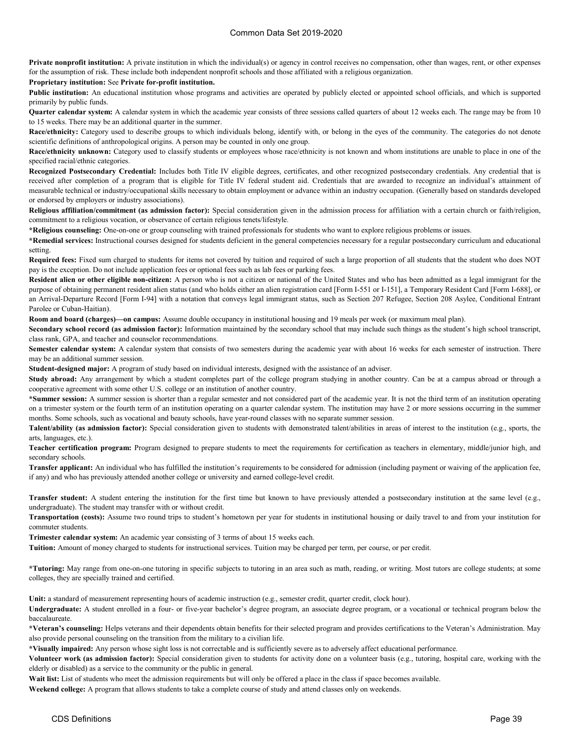**Private nonprofit institution:** A private institution in which the individual(s) or agency in control receives no compensation, other than wages, rent, or other expenses for the assumption of risk. These include both independent nonprofit schools and those affiliated with a religious organization.

**Proprietary institution:** See **Private for-profit institution.**

**Public institution:** An educational institution whose programs and activities are operated by publicly elected or appointed school officials, and which is supported primarily by public funds.

**Quarter calendar system:** A calendar system in which the academic year consists of three sessions called quarters of about 12 weeks each. The range may be from 10 to 15 weeks. There may be an additional quarter in the summer.

**Race/ethnicity:** Category used to describe groups to which individuals belong, identify with, or belong in the eyes of the community. The categories do not denote scientific definitions of anthropological origins. A person may be counted in only one group.

**Race/ethnicity unknown:** Category used to classify students or employees whose race/ethnicity is not known and whom institutions are unable to place in one of the specified racial/ethnic categories.

**Recognized Postsecondary Credential:** Includes both Title IV eligible degrees, certificates, and other recognized postsecondary credentials. Any credential that is received after completion of a program that is eligible for Title IV federal student aid. Credentials that are awarded to recognize an individual's attainment of measurable technical or industry/occupational skills necessary to obtain employment or advance within an industry occupation. (Generally based on standards developed or endorsed by employers or industry associations).

**Religious affiliation/commitment (as admission factor):** Special consideration given in the admission process for affiliation with a certain church or faith/religion, commitment to a religious vocation, or observance of certain religious tenets/lifestyle.

***Religious counseling:** One-on-one or group counseling with trained professionals for students who want to explore religious problems or issues.

***Remedial services:** Instructional courses designed for students deficient in the general competencies necessary for a regular postsecondary curriculum and educational setting.

**Required fees:** Fixed sum charged to students for items not covered by tuition and required of such a large proportion of all students that the student who does NOT pay is the exception. Do not include application fees or optional fees such as lab fees or parking fees.

**Resident alien or other eligible non-citizen:** A person who is not a citizen or national of the United States and who has been admitted as a legal immigrant for the purpose of obtaining permanent resident alien status (and who holds either an alien registration card [Form I-551 or I-151], a Temporary Resident Card [Form I-688], or an Arrival-Departure Record [Form I-94] with a notation that conveys legal immigrant status, such as Section 207 Refugee, Section 208 Asylee, Conditional Entrant Parolee or Cuban-Haitian).

**Room and board (charges)—on campus:** Assume double occupancy in institutional housing and 19 meals per week (or maximum meal plan).

**Secondary school record (as admission factor):** Information maintained by the secondary school that may include such things as the student's high school transcript, class rank, GPA, and teacher and counselor recommendations.

**Semester calendar system:** A calendar system that consists of two semesters during the academic year with about 16 weeks for each semester of instruction. There may be an additional summer session.

**Student-designed major:** A program of study based on individual interests, designed with the assistance of an adviser.

**Study abroad:** Any arrangement by which a student completes part of the college program studying in another country. Can be at a campus abroad or through a cooperative agreement with some other U.S. college or an institution of another country.

***Summer session:** A summer session is shorter than a regular semester and not considered part of the academic year. It is not the third term of an institution operating on a trimester system or the fourth term of an institution operating on a quarter calendar system. The institution may have 2 or more sessions occurring in the summer months. Some schools, such as vocational and beauty schools, have year-round classes with no separate summer session.

**Talent/ability (as admission factor):** Special consideration given to students with demonstrated talent/abilities in areas of interest to the institution (e.g., sports, the arts, languages, etc.).

**Teacher certification program:** Program designed to prepare students to meet the requirements for certification as teachers in elementary, middle/junior high, and secondary schools.

**Transfer applicant:** An individual who has fulfilled the institution's requirements to be considered for admission (including payment or waiving of the application fee, if any) and who has previously attended another college or university and earned college-level credit.

**Transfer student:** A student entering the institution for the first time but known to have previously attended a postsecondary institution at the same level (e.g., undergraduate). The student may transfer with or without credit.

**Transportation (costs):** Assume two round trips to student's hometown per year for students in institutional housing or daily travel to and from your institution for commuter students.

**Trimester calendar system:** An academic year consisting of 3 terms of about 15 weeks each.

**Tuition:** Amount of money charged to students for instructional services. Tuition may be charged per term, per course, or per credit.

***Tutoring:** May range from one-on-one tutoring in specific subjects to tutoring in an area such as math, reading, or writing. Most tutors are college students; at some colleges, they are specially trained and certified.

**Unit:** a standard of measurement representing hours of academic instruction (e.g., semester credit, quarter credit, clock hour).

**Undergraduate:** A student enrolled in a four- or five-year bachelor's degree program, an associate degree program, or a vocational or technical program below the baccalaureate.

***Veteran's counseling:** Helps veterans and their dependents obtain benefits for their selected program and provides certifications to the Veteran's Administration. May also provide personal counseling on the transition from the military to a civilian life.

***Visually impaired:** Any person whose sight loss is not correctable and is sufficiently severe as to adversely affect educational performance.

**Volunteer work (as admission factor):** Special consideration given to students for activity done on a volunteer basis (e.g., tutoring, hospital care, working with the elderly or disabled) as a service to the community or the public in general.

**Wait list:** List of students who meet the admission requirements but will only be offered a place in the class if space becomes available.

**Weekend college:** A program that allows students to take a complete course of study and attend classes only on weekends.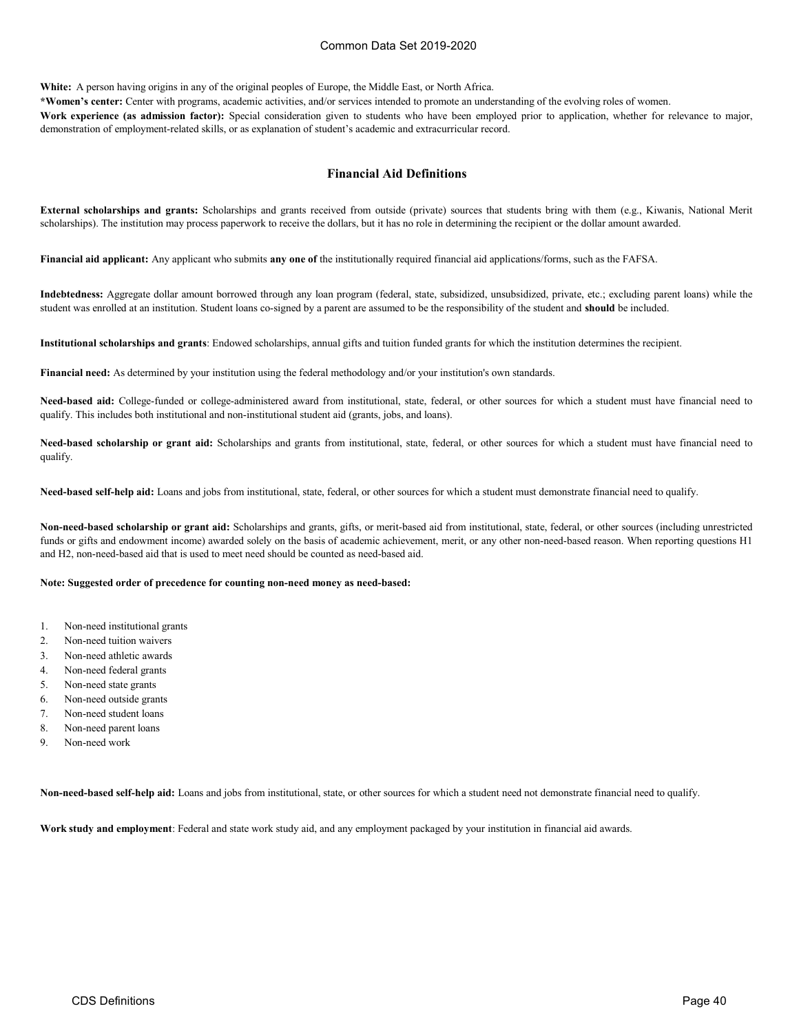**White:** A person having origins in any of the original peoples of Europe, the Middle East, or North Africa.

***Women's center:** Center with programs, academic activities, and/or services intended to promote an understanding of the evolving roles of women.

**Work experience (as admission factor):** Special consideration given to students who have been employed prior to application, whether for relevance to major, demonstration of employment-related skills, or as explanation of student's academic and extracurricular record.

## Financial Aid Definitions

**External scholarships and grants:** Scholarships and grants received from outside (private) sources that students bring with them (e.g., Kiwanis, National Merit scholarships). The institution may process paperwork to receive the dollars, but it has no role in determining the recipient or the dollar amount awarded.

**Financial aid applicant:** Any applicant who submits **any one of** the institutionally required financial aid applications/forms, such as the FAFSA.

**Indebtedness:** Aggregate dollar amount borrowed through any loan program (federal, state, subsidized, unsubsidized, private, etc.; excluding parent loans) while the student was enrolled at an institution. Student loans co-signed by a parent are assumed to be the responsibility of the student and **should** be included.

**Institutional scholarships and grants**: Endowed scholarships, annual gifts and tuition funded grants for which the institution determines the recipient.

**Financial need:** As determined by your institution using the federal methodology and/or your institution's own standards.

**Need-based aid:** College-funded or college-administered award from institutional, state, federal, or other sources for which a student must have financial need to qualify. This includes both institutional and non-institutional student aid (grants, jobs, and loans).

**Need-based scholarship or grant aid:** Scholarships and grants from institutional, state, federal, or other sources for which a student must have financial need to qualify.

**Need-based self-help aid:** Loans and jobs from institutional, state, federal, or other sources for which a student must demonstrate financial need to qualify.

**Non-need-based scholarship or grant aid:** Scholarships and grants, gifts, or merit-based aid from institutional, state, federal, or other sources (including unrestricted funds or gifts and endowment income) awarded solely on the basis of academic achievement, merit, or any other non-need-based reason. When reporting questions H1 and H2, non-need-based aid that is used to meet need should be counted as need-based aid.

**Note: Suggested order of precedence for counting non-need money as need-based:**

1. Non-need institutional grants
2. Non-need tuition waivers
3. Non-need athletic awards
4. Non-need federal grants
5. Non-need state grants
6. Non-need outside grants
7. Non-need student loans
8. Non-need parent loans
9. Non-need work

**Non-need-based self-help aid:** Loans and jobs from institutional, state, or other sources for which a student need not demonstrate financial need to qualify.

**Work study and employment**: Federal and state work study aid, and any employment packaged by your institution in financial aid awards.